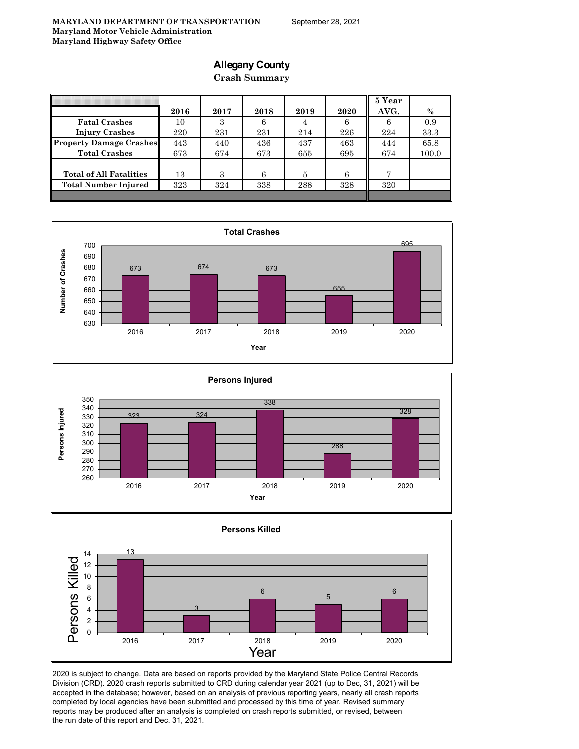**MARYLAND DEPARTMENT OF TRANSPORTATION**
**Maryland Motor Vehicle Administration**
**Maryland Highway Safety Office**

September 28, 2021

# Allegany County

## Crash Summary

| | 2016 | 2017 | 2018 | 2019 | 2020 | 5 Year AVG. | % |
|---|---|---|---|---|---|---|---|
| Fatal Crashes | 10 | 3 | 6 | 4 | 6 | 6 | 0.9 |
| Injury Crashes | 220 | 231 | 231 | 214 | 226 | 224 | 33.3 |
| Property Damage Crashes | 443 | 440 | 436 | 437 | 463 | 444 | 65.8 |
| Total Crashes | 673 | 674 | 673 | 655 | 695 | 674 | 100.0 |
| | | | | | | | |
| Total of All Fatalities | 13 | 3 | 6 | 5 | 6 | 7 | |
| Total Number Injured | 323 | 324 | 338 | 288 | 328 | 320 | |

**Total Crashes**

| Year | Number of Crashes |
|---|---|
| 2016 | 673 |
| 2017 | 674 |
| 2018 | 673 |
| 2019 | 655 |
| 2020 | 695 |

**Persons Injured**

| Year | Persons Injured |
|---|---|
| 2016 | 323 |
| 2017 | 324 |
| 2018 | 338 |
| 2019 | 288 |
| 2020 | 328 |

**Persons Killed**

| Year | Persons Killed |
|---|---|
| 2016 | 13 |
| 2017 | 3 |
| 2018 | 6 |
| 2019 | 5 |
| 2020 | 6 |

2020 is subject to change. Data are based on reports provided by the Maryland State Police Central Records Division (CRD). 2020 crash reports submitted to CRD during calendar year 2021 (up to Dec, 31, 2021) will be accepted in the database; however, based on an analysis of previous reporting years, nearly all crash reports completed by local agencies have been submitted and processed by this time of year. Revised summary reports may be produced after an analysis is completed on crash reports submitted, or revised, between the run date of this report and Dec. 31, 2021.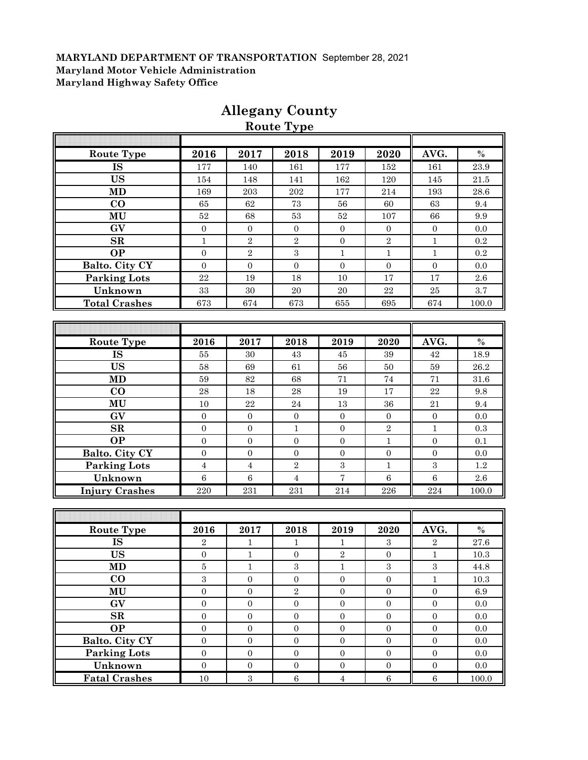**MARYLAND DEPARTMENT OF TRANSPORTATION** September 28, 2021
**Maryland Motor Vehicle Administration**
**Maryland Highway Safety Office**

# Allegany County

## Route Type

| Route Type | 2016 | 2017 | 2018 | 2019 | 2020 | AVG. | % |
|---|---|---|---|---|---|---|---|
| IS | 177 | 140 | 161 | 177 | 152 | 161 | 23.9 |
| US | 154 | 148 | 141 | 162 | 120 | 145 | 21.5 |
| MD | 169 | 203 | 202 | 177 | 214 | 193 | 28.6 |
| CO | 65 | 62 | 73 | 56 | 60 | 63 | 9.4 |
| MU | 52 | 68 | 53 | 52 | 107 | 66 | 9.9 |
| GV | 0 | 0 | 0 | 0 | 0 | 0 | 0.0 |
| SR | 1 | 2 | 2 | 0 | 2 | 1 | 0.2 |
| OP | 0 | 2 | 3 | 1 | 1 | 1 | 0.2 |
| Balto. City CY | 0 | 0 | 0 | 0 | 0 | 0 | 0.0 |
| Parking Lots | 22 | 19 | 18 | 10 | 17 | 17 | 2.6 |
| Unknown | 33 | 30 | 20 | 20 | 22 | 25 | 3.7 |
| Total Crashes | 673 | 674 | 673 | 655 | 695 | 674 | 100.0 |

| Route Type | 2016 | 2017 | 2018 | 2019 | 2020 | AVG. | % |
|---|---|---|---|---|---|---|---|
| IS | 55 | 30 | 43 | 45 | 39 | 42 | 18.9 |
| US | 58 | 69 | 61 | 56 | 50 | 59 | 26.2 |
| MD | 59 | 82 | 68 | 71 | 74 | 71 | 31.6 |
| CO | 28 | 18 | 28 | 19 | 17 | 22 | 9.8 |
| MU | 10 | 22 | 24 | 13 | 36 | 21 | 9.4 |
| GV | 0 | 0 | 0 | 0 | 0 | 0 | 0.0 |
| SR | 0 | 0 | 1 | 0 | 2 | 1 | 0.3 |
| OP | 0 | 0 | 0 | 0 | 1 | 0 | 0.1 |
| Balto. City CY | 0 | 0 | 0 | 0 | 0 | 0 | 0.0 |
| Parking Lots | 4 | 4 | 2 | 3 | 1 | 3 | 1.2 |
| Unknown | 6 | 6 | 4 | 7 | 6 | 6 | 2.6 |
| Injury Crashes | 220 | 231 | 231 | 214 | 226 | 224 | 100.0 |

| Route Type | 2016 | 2017 | 2018 | 2019 | 2020 | AVG. | % |
|---|---|---|---|---|---|---|---|
| IS | 2 | 1 | 1 | 1 | 3 | 2 | 27.6 |
| US | 0 | 1 | 0 | 2 | 0 | 1 | 10.3 |
| MD | 5 | 1 | 3 | 1 | 3 | 3 | 44.8 |
| CO | 3 | 0 | 0 | 0 | 0 | 1 | 10.3 |
| MU | 0 | 0 | 2 | 0 | 0 | 0 | 6.9 |
| GV | 0 | 0 | 0 | 0 | 0 | 0 | 0.0 |
| SR | 0 | 0 | 0 | 0 | 0 | 0 | 0.0 |
| OP | 0 | 0 | 0 | 0 | 0 | 0 | 0.0 |
| Balto. City CY | 0 | 0 | 0 | 0 | 0 | 0 | 0.0 |
| Parking Lots | 0 | 0 | 0 | 0 | 0 | 0 | 0.0 |
| Unknown | 0 | 0 | 0 | 0 | 0 | 0 | 0.0 |
| Fatal Crashes | 10 | 3 | 6 | 4 | 6 | 6 | 100.0 |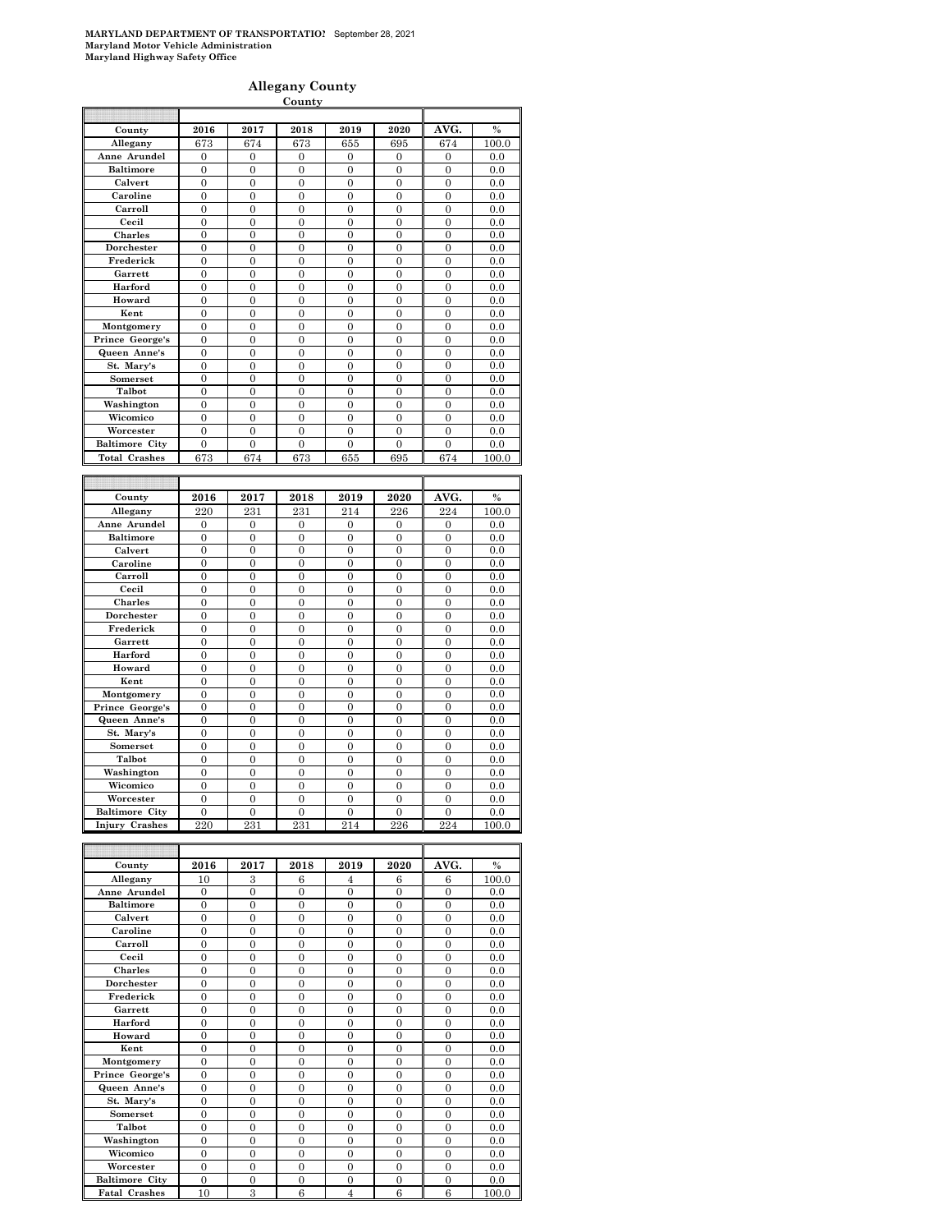**MARYLAND DEPARTMENT OF TRANSPORTATION** September 28, 2021
**Maryland Motor Vehicle Administration**
**Maryland Highway Safety Office**

## Allegany County

**County**

| County | 2016 | 2017 | 2018 | 2019 | 2020 | AVG. | % |
|---|---|---|---|---|---|---|---|
| Allegany | 673 | 674 | 673 | 655 | 695 | 674 | 100.0 |
| Anne Arundel | 0 | 0 | 0 | 0 | 0 | 0 | 0.0 |
| Baltimore | 0 | 0 | 0 | 0 | 0 | 0 | 0.0 |
| Calvert | 0 | 0 | 0 | 0 | 0 | 0 | 0.0 |
| Caroline | 0 | 0 | 0 | 0 | 0 | 0 | 0.0 |
| Carroll | 0 | 0 | 0 | 0 | 0 | 0 | 0.0 |
| Cecil | 0 | 0 | 0 | 0 | 0 | 0 | 0.0 |
| Charles | 0 | 0 | 0 | 0 | 0 | 0 | 0.0 |
| Dorchester | 0 | 0 | 0 | 0 | 0 | 0 | 0.0 |
| Frederick | 0 | 0 | 0 | 0 | 0 | 0 | 0.0 |
| Garrett | 0 | 0 | 0 | 0 | 0 | 0 | 0.0 |
| Harford | 0 | 0 | 0 | 0 | 0 | 0 | 0.0 |
| Howard | 0 | 0 | 0 | 0 | 0 | 0 | 0.0 |
| Kent | 0 | 0 | 0 | 0 | 0 | 0 | 0.0 |
| Montgomery | 0 | 0 | 0 | 0 | 0 | 0 | 0.0 |
| Prince George's | 0 | 0 | 0 | 0 | 0 | 0 | 0.0 |
| Queen Anne's | 0 | 0 | 0 | 0 | 0 | 0 | 0.0 |
| St. Mary's | 0 | 0 | 0 | 0 | 0 | 0 | 0.0 |
| Somerset | 0 | 0 | 0 | 0 | 0 | 0 | 0.0 |
| Talbot | 0 | 0 | 0 | 0 | 0 | 0 | 0.0 |
| Washington | 0 | 0 | 0 | 0 | 0 | 0 | 0.0 |
| Wicomico | 0 | 0 | 0 | 0 | 0 | 0 | 0.0 |
| Worcester | 0 | 0 | 0 | 0 | 0 | 0 | 0.0 |
| Baltimore City | 0 | 0 | 0 | 0 | 0 | 0 | 0.0 |
| Total Crashes | 673 | 674 | 673 | 655 | 695 | 674 | 100.0 |

| County | 2016 | 2017 | 2018 | 2019 | 2020 | AVG. | % |
|---|---|---|---|---|---|---|---|
| Allegany | 220 | 231 | 231 | 214 | 226 | 224 | 100.0 |
| Anne Arundel | 0 | 0 | 0 | 0 | 0 | 0 | 0.0 |
| Baltimore | 0 | 0 | 0 | 0 | 0 | 0 | 0.0 |
| Calvert | 0 | 0 | 0 | 0 | 0 | 0 | 0.0 |
| Caroline | 0 | 0 | 0 | 0 | 0 | 0 | 0.0 |
| Carroll | 0 | 0 | 0 | 0 | 0 | 0 | 0.0 |
| Cecil | 0 | 0 | 0 | 0 | 0 | 0 | 0.0 |
| Charles | 0 | 0 | 0 | 0 | 0 | 0 | 0.0 |
| Dorchester | 0 | 0 | 0 | 0 | 0 | 0 | 0.0 |
| Frederick | 0 | 0 | 0 | 0 | 0 | 0 | 0.0 |
| Garrett | 0 | 0 | 0 | 0 | 0 | 0 | 0.0 |
| Harford | 0 | 0 | 0 | 0 | 0 | 0 | 0.0 |
| Howard | 0 | 0 | 0 | 0 | 0 | 0 | 0.0 |
| Kent | 0 | 0 | 0 | 0 | 0 | 0 | 0.0 |
| Montgomery | 0 | 0 | 0 | 0 | 0 | 0 | 0.0 |
| Prince George's | 0 | 0 | 0 | 0 | 0 | 0 | 0.0 |
| Queen Anne's | 0 | 0 | 0 | 0 | 0 | 0 | 0.0 |
| St. Mary's | 0 | 0 | 0 | 0 | 0 | 0 | 0.0 |
| Somerset | 0 | 0 | 0 | 0 | 0 | 0 | 0.0 |
| Talbot | 0 | 0 | 0 | 0 | 0 | 0 | 0.0 |
| Washington | 0 | 0 | 0 | 0 | 0 | 0 | 0.0 |
| Wicomico | 0 | 0 | 0 | 0 | 0 | 0 | 0.0 |
| Worcester | 0 | 0 | 0 | 0 | 0 | 0 | 0.0 |
| Baltimore City | 0 | 0 | 0 | 0 | 0 | 0 | 0.0 |
| Injury Crashes | 220 | 231 | 231 | 214 | 226 | 224 | 100.0 |

| County | 2016 | 2017 | 2018 | 2019 | 2020 | AVG. | % |
|---|---|---|---|---|---|---|---|
| Allegany | 10 | 3 | 6 | 4 | 6 | 6 | 100.0 |
| Anne Arundel | 0 | 0 | 0 | 0 | 0 | 0 | 0.0 |
| Baltimore | 0 | 0 | 0 | 0 | 0 | 0 | 0.0 |
| Calvert | 0 | 0 | 0 | 0 | 0 | 0 | 0.0 |
| Caroline | 0 | 0 | 0 | 0 | 0 | 0 | 0.0 |
| Carroll | 0 | 0 | 0 | 0 | 0 | 0 | 0.0 |
| Cecil | 0 | 0 | 0 | 0 | 0 | 0 | 0.0 |
| Charles | 0 | 0 | 0 | 0 | 0 | 0 | 0.0 |
| Dorchester | 0 | 0 | 0 | 0 | 0 | 0 | 0.0 |
| Frederick | 0 | 0 | 0 | 0 | 0 | 0 | 0.0 |
| Garrett | 0 | 0 | 0 | 0 | 0 | 0 | 0.0 |
| Harford | 0 | 0 | 0 | 0 | 0 | 0 | 0.0 |
| Howard | 0 | 0 | 0 | 0 | 0 | 0 | 0.0 |
| Kent | 0 | 0 | 0 | 0 | 0 | 0 | 0.0 |
| Montgomery | 0 | 0 | 0 | 0 | 0 | 0 | 0.0 |
| Prince George's | 0 | 0 | 0 | 0 | 0 | 0 | 0.0 |
| Queen Anne's | 0 | 0 | 0 | 0 | 0 | 0 | 0.0 |
| St. Mary's | 0 | 0 | 0 | 0 | 0 | 0 | 0.0 |
| Somerset | 0 | 0 | 0 | 0 | 0 | 0 | 0.0 |
| Talbot | 0 | 0 | 0 | 0 | 0 | 0 | 0.0 |
| Washington | 0 | 0 | 0 | 0 | 0 | 0 | 0.0 |
| Wicomico | 0 | 0 | 0 | 0 | 0 | 0 | 0.0 |
| Worcester | 0 | 0 | 0 | 0 | 0 | 0 | 0.0 |
| Baltimore City | 0 | 0 | 0 | 0 | 0 | 0 | 0.0 |
| Fatal Crashes | 10 | 3 | 6 | 4 | 6 | 6 | 100.0 |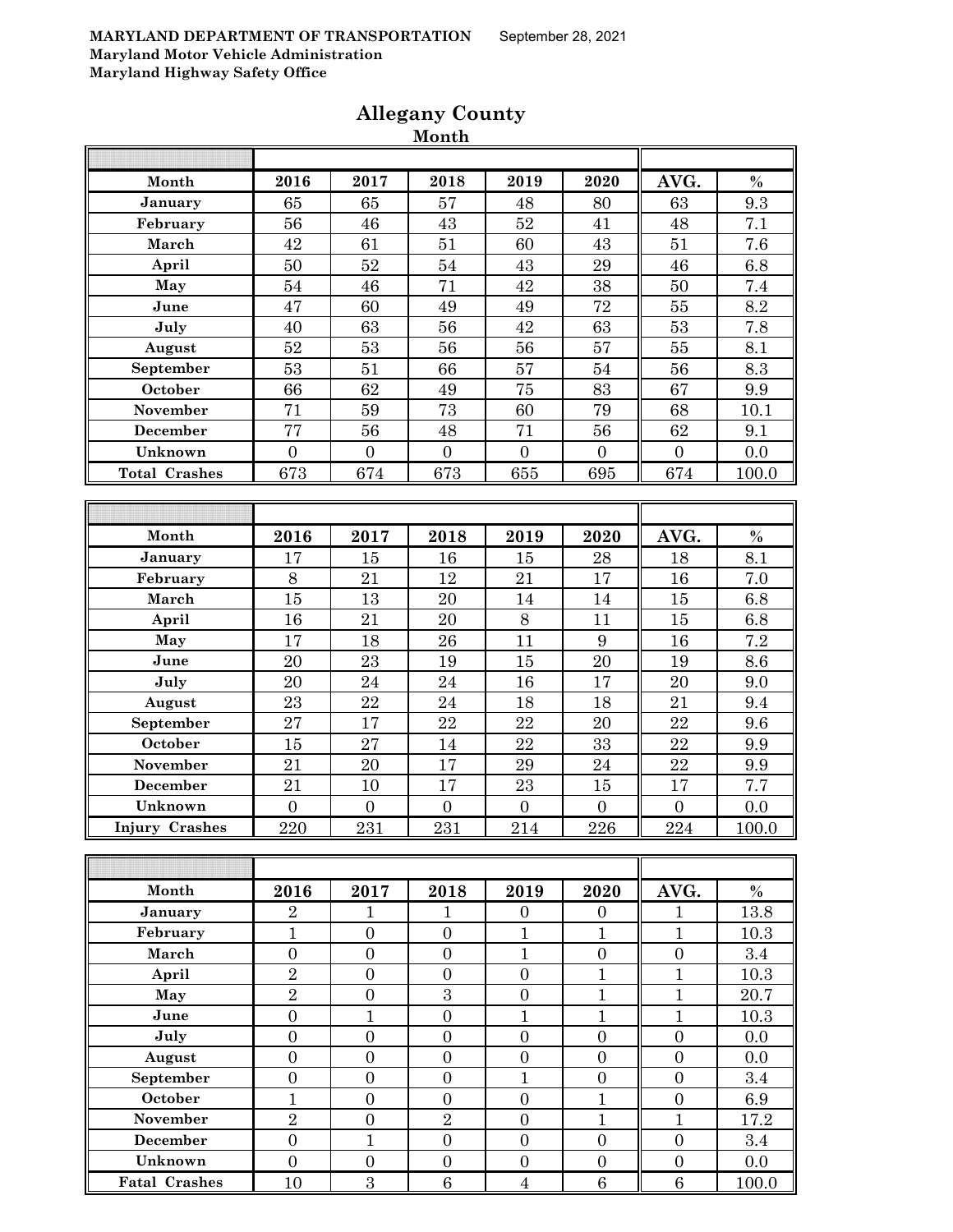**MARYLAND DEPARTMENT OF TRANSPORTATION** September 28, 2021
**Maryland Motor Vehicle Administration**
**Maryland Highway Safety Office**

# Allegany County

## Month

| Month | 2016 | 2017 | 2018 | 2019 | 2020 | AVG. | % |
|---|---|---|---|---|---|---|---|
| January | 65 | 65 | 57 | 48 | 80 | 63 | 9.3 |
| February | 56 | 46 | 43 | 52 | 41 | 48 | 7.1 |
| March | 42 | 61 | 51 | 60 | 43 | 51 | 7.6 |
| April | 50 | 52 | 54 | 43 | 29 | 46 | 6.8 |
| May | 54 | 46 | 71 | 42 | 38 | 50 | 7.4 |
| June | 47 | 60 | 49 | 49 | 72 | 55 | 8.2 |
| July | 40 | 63 | 56 | 42 | 63 | 53 | 7.8 |
| August | 52 | 53 | 56 | 56 | 57 | 55 | 8.1 |
| September | 53 | 51 | 66 | 57 | 54 | 56 | 8.3 |
| October | 66 | 62 | 49 | 75 | 83 | 67 | 9.9 |
| November | 71 | 59 | 73 | 60 | 79 | 68 | 10.1 |
| December | 77 | 56 | 48 | 71 | 56 | 62 | 9.1 |
| Unknown | 0 | 0 | 0 | 0 | 0 | 0 | 0.0 |
| Total Crashes | 673 | 674 | 673 | 655 | 695 | 674 | 100.0 |

| Month | 2016 | 2017 | 2018 | 2019 | 2020 | AVG. | % |
|---|---|---|---|---|---|---|---|
| January | 17 | 15 | 16 | 15 | 28 | 18 | 8.1 |
| February | 8 | 21 | 12 | 21 | 17 | 16 | 7.0 |
| March | 15 | 13 | 20 | 14 | 14 | 15 | 6.8 |
| April | 16 | 21 | 20 | 8 | 11 | 15 | 6.8 |
| May | 17 | 18 | 26 | 11 | 9 | 16 | 7.2 |
| June | 20 | 23 | 19 | 15 | 20 | 19 | 8.6 |
| July | 20 | 24 | 24 | 16 | 17 | 20 | 9.0 |
| August | 23 | 22 | 24 | 18 | 18 | 21 | 9.4 |
| September | 27 | 17 | 22 | 22 | 20 | 22 | 9.6 |
| October | 15 | 27 | 14 | 22 | 33 | 22 | 9.9 |
| November | 21 | 20 | 17 | 29 | 24 | 22 | 9.9 |
| December | 21 | 10 | 17 | 23 | 15 | 17 | 7.7 |
| Unknown | 0 | 0 | 0 | 0 | 0 | 0 | 0.0 |
| Injury Crashes | 220 | 231 | 231 | 214 | 226 | 224 | 100.0 |

| Month | 2016 | 2017 | 2018 | 2019 | 2020 | AVG. | % |
|---|---|---|---|---|---|---|---|
| January | 2 | 1 | 1 | 0 | 0 | 1 | 13.8 |
| February | 1 | 0 | 0 | 1 | 1 | 1 | 10.3 |
| March | 0 | 0 | 0 | 1 | 0 | 0 | 3.4 |
| April | 2 | 0 | 0 | 0 | 1 | 1 | 10.3 |
| May | 2 | 0 | 3 | 0 | 1 | 1 | 20.7 |
| June | 0 | 1 | 0 | 1 | 1 | 1 | 10.3 |
| July | 0 | 0 | 0 | 0 | 0 | 0 | 0.0 |
| August | 0 | 0 | 0 | 0 | 0 | 0 | 0.0 |
| September | 0 | 0 | 0 | 1 | 0 | 0 | 3.4 |
| October | 1 | 0 | 0 | 0 | 1 | 0 | 6.9 |
| November | 2 | 0 | 2 | 0 | 1 | 1 | 17.2 |
| December | 0 | 1 | 0 | 0 | 0 | 0 | 3.4 |
| Unknown | 0 | 0 | 0 | 0 | 0 | 0 | 0.0 |
| Fatal Crashes | 10 | 3 | 6 | 4 | 6 | 6 | 100.0 |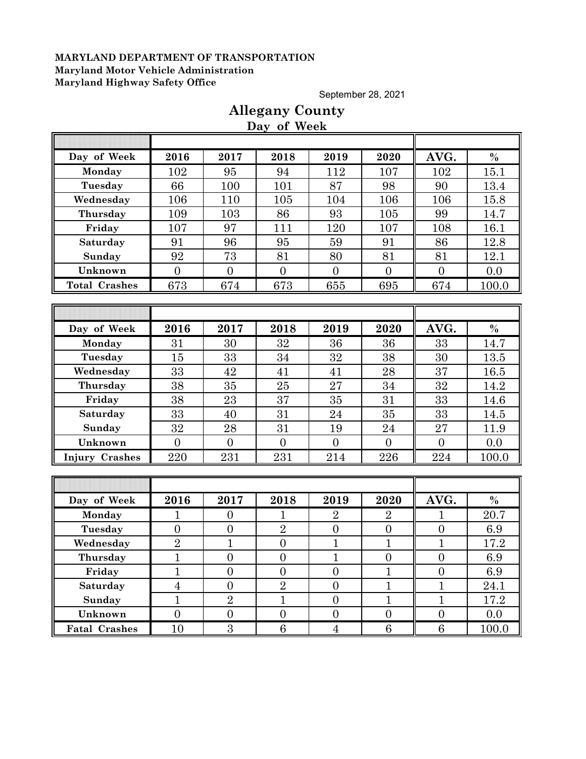**MARYLAND DEPARTMENT OF TRANSPORTATION**
**Maryland Motor Vehicle Administration**
**Maryland Highway Safety Office**

September 28, 2021

# Allegany County

## Day of Week

| Day of Week | 2016 | 2017 | 2018 | 2019 | 2020 | AVG. | % |
|---|---|---|---|---|---|---|---|
| Monday | 102 | 95 | 94 | 112 | 107 | 102 | 15.1 |
| Tuesday | 66 | 100 | 101 | 87 | 98 | 90 | 13.4 |
| Wednesday | 106 | 110 | 105 | 104 | 106 | 106 | 15.8 |
| Thursday | 109 | 103 | 86 | 93 | 105 | 99 | 14.7 |
| Friday | 107 | 97 | 111 | 120 | 107 | 108 | 16.1 |
| Saturday | 91 | 96 | 95 | 59 | 91 | 86 | 12.8 |
| Sunday | 92 | 73 | 81 | 80 | 81 | 81 | 12.1 |
| Unknown | 0 | 0 | 0 | 0 | 0 | 0 | 0.0 |
| Total Crashes | 673 | 674 | 673 | 655 | 695 | 674 | 100.0 |

| Day of Week | 2016 | 2017 | 2018 | 2019 | 2020 | AVG. | % |
|---|---|---|---|---|---|---|---|
| Monday | 31 | 30 | 32 | 36 | 36 | 33 | 14.7 |
| Tuesday | 15 | 33 | 34 | 32 | 38 | 30 | 13.5 |
| Wednesday | 33 | 42 | 41 | 41 | 28 | 37 | 16.5 |
| Thursday | 38 | 35 | 25 | 27 | 34 | 32 | 14.2 |
| Friday | 38 | 23 | 37 | 35 | 31 | 33 | 14.6 |
| Saturday | 33 | 40 | 31 | 24 | 35 | 33 | 14.5 |
| Sunday | 32 | 28 | 31 | 19 | 24 | 27 | 11.9 |
| Unknown | 0 | 0 | 0 | 0 | 0 | 0 | 0.0 |
| Injury Crashes | 220 | 231 | 231 | 214 | 226 | 224 | 100.0 |

| Day of Week | 2016 | 2017 | 2018 | 2019 | 2020 | AVG. | % |
|---|---|---|---|---|---|---|---|
| Monday | 1 | 0 | 1 | 2 | 2 | 1 | 20.7 |
| Tuesday | 0 | 0 | 2 | 0 | 0 | 0 | 6.9 |
| Wednesday | 2 | 1 | 0 | 1 | 1 | 1 | 17.2 |
| Thursday | 1 | 0 | 0 | 1 | 0 | 0 | 6.9 |
| Friday | 1 | 0 | 0 | 0 | 1 | 0 | 6.9 |
| Saturday | 4 | 0 | 2 | 0 | 1 | 1 | 24.1 |
| Sunday | 1 | 2 | 1 | 0 | 1 | 1 | 17.2 |
| Unknown | 0 | 0 | 0 | 0 | 0 | 0 | 0.0 |
| Fatal Crashes | 10 | 3 | 6 | 4 | 6 | 6 | 100.0 |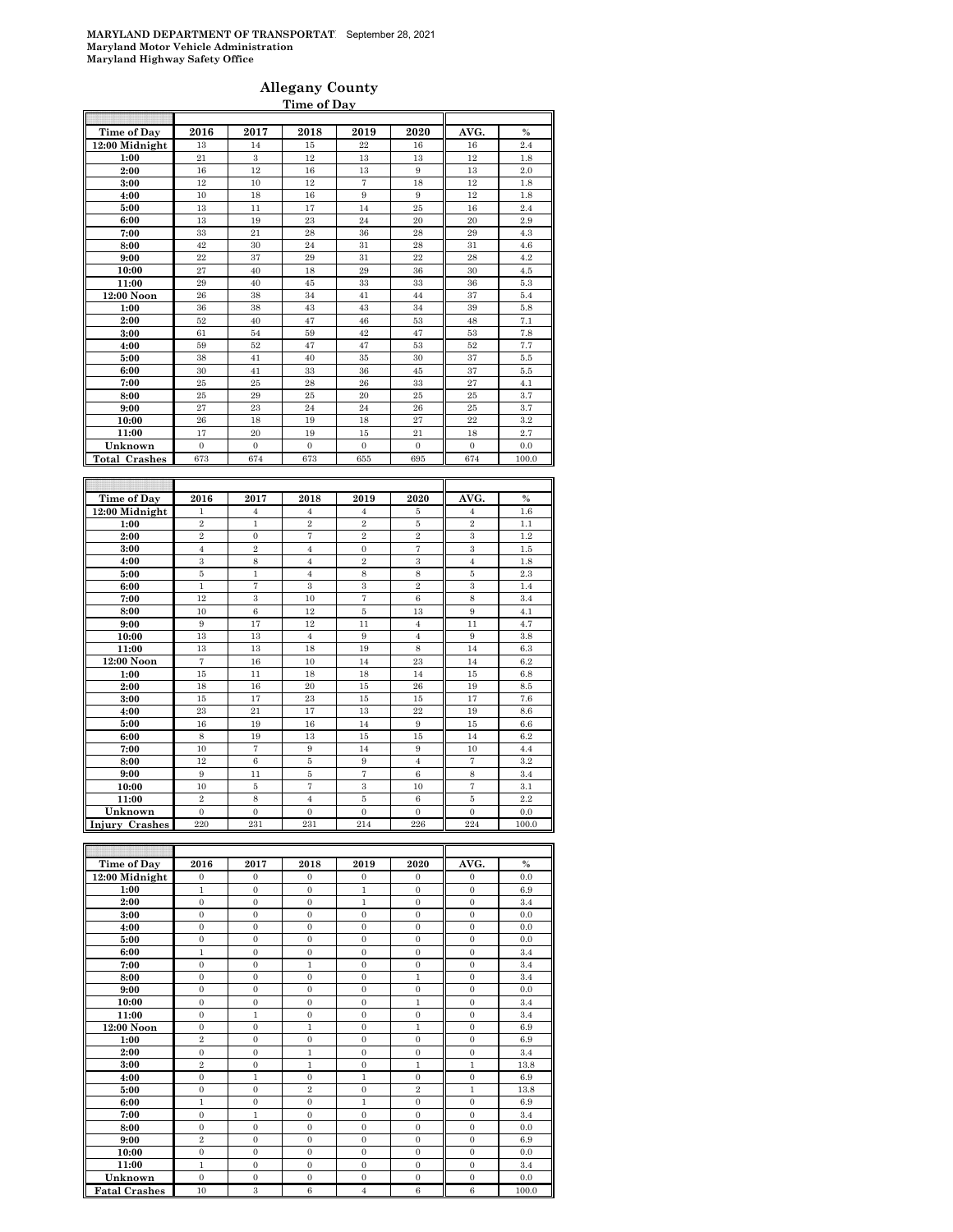**MARYLAND DEPARTMENT OF TRANSPORTATION** September 28, 2021
**Maryland Motor Vehicle Administration**
**Maryland Highway Safety Office**

## Allegany County

### Time of Day

| Time of Day | 2016 | 2017 | 2018 | 2019 | 2020 | AVG. | % |
|---|---|---|---|---|---|---|---|
| 12:00 Midnight | 13 | 14 | 15 | 22 | 16 | 16 | 2.4 |
| 1:00 | 21 | 3 | 12 | 13 | 13 | 12 | 1.8 |
| 2:00 | 16 | 12 | 16 | 13 | 9 | 13 | 2.0 |
| 3:00 | 12 | 10 | 12 | 7 | 18 | 12 | 1.8 |
| 4:00 | 10 | 18 | 16 | 9 | 9 | 12 | 1.8 |
| 5:00 | 13 | 11 | 17 | 14 | 25 | 16 | 2.4 |
| 6:00 | 13 | 19 | 23 | 24 | 20 | 20 | 2.9 |
| 7:00 | 33 | 21 | 28 | 36 | 28 | 29 | 4.3 |
| 8:00 | 42 | 30 | 24 | 31 | 28 | 31 | 4.6 |
| 9:00 | 22 | 37 | 29 | 31 | 22 | 28 | 4.2 |
| 10:00 | 27 | 40 | 18 | 29 | 36 | 30 | 4.5 |
| 11:00 | 29 | 40 | 45 | 33 | 33 | 36 | 5.3 |
| 12:00 Noon | 26 | 38 | 34 | 41 | 44 | 37 | 5.4 |
| 1:00 | 36 | 38 | 43 | 43 | 34 | 39 | 5.8 |
| 2:00 | 52 | 40 | 47 | 46 | 53 | 48 | 7.1 |
| 3:00 | 61 | 54 | 59 | 42 | 47 | 53 | 7.8 |
| 4:00 | 59 | 52 | 47 | 47 | 53 | 52 | 7.7 |
| 5:00 | 38 | 41 | 40 | 35 | 30 | 37 | 5.5 |
| 6:00 | 30 | 41 | 33 | 36 | 45 | 37 | 5.5 |
| 7:00 | 25 | 25 | 28 | 26 | 33 | 27 | 4.1 |
| 8:00 | 25 | 29 | 25 | 20 | 25 | 25 | 3.7 |
| 9:00 | 27 | 23 | 24 | 24 | 26 | 25 | 3.7 |
| 10:00 | 26 | 18 | 19 | 18 | 27 | 22 | 3.2 |
| 11:00 | 17 | 20 | 19 | 15 | 21 | 18 | 2.7 |
| Unknown | 0 | 0 | 0 | 0 | 0 | 0 | 0.0 |
| **Total Crashes** | 673 | 674 | 673 | 655 | 695 | 674 | 100.0 |

| Time of Day | 2016 | 2017 | 2018 | 2019 | 2020 | AVG. | % |
|---|---|---|---|---|---|---|---|
| 12:00 Midnight | 1 | 4 | 4 | 4 | 5 | 4 | 1.6 |
| 1:00 | 2 | 1 | 2 | 2 | 5 | 2 | 1.1 |
| 2:00 | 2 | 0 | 7 | 2 | 2 | 3 | 1.2 |
| 3:00 | 4 | 2 | 4 | 0 | 7 | 3 | 1.5 |
| 4:00 | 3 | 8 | 4 | 2 | 3 | 4 | 1.8 |
| 5:00 | 5 | 1 | 4 | 8 | 8 | 5 | 2.3 |
| 6:00 | 1 | 7 | 3 | 3 | 2 | 3 | 1.4 |
| 7:00 | 12 | 3 | 10 | 7 | 6 | 8 | 3.4 |
| 8:00 | 10 | 6 | 12 | 5 | 13 | 9 | 4.1 |
| 9:00 | 9 | 17 | 12 | 11 | 4 | 11 | 4.7 |
| 10:00 | 13 | 13 | 4 | 9 | 4 | 9 | 3.8 |
| 11:00 | 13 | 13 | 18 | 19 | 8 | 14 | 6.3 |
| 12:00 Noon | 7 | 16 | 10 | 14 | 23 | 14 | 6.2 |
| 1:00 | 15 | 11 | 18 | 18 | 14 | 15 | 6.8 |
| 2:00 | 18 | 16 | 20 | 15 | 26 | 19 | 8.5 |
| 3:00 | 15 | 17 | 23 | 15 | 15 | 17 | 7.6 |
| 4:00 | 23 | 21 | 17 | 13 | 22 | 19 | 8.6 |
| 5:00 | 16 | 19 | 16 | 14 | 9 | 15 | 6.6 |
| 6:00 | 8 | 19 | 13 | 15 | 15 | 14 | 6.2 |
| 7:00 | 10 | 7 | 9 | 14 | 9 | 10 | 4.4 |
| 8:00 | 12 | 6 | 5 | 9 | 4 | 7 | 3.2 |
| 9:00 | 9 | 11 | 5 | 7 | 6 | 8 | 3.4 |
| 10:00 | 10 | 5 | 7 | 3 | 10 | 7 | 3.1 |
| 11:00 | 2 | 8 | 4 | 5 | 6 | 5 | 2.2 |
| Unknown | 0 | 0 | 0 | 0 | 0 | 0 | 0.0 |
| **Injury Crashes** | 220 | 231 | 231 | 214 | 226 | 224 | 100.0 |

| Time of Day | 2016 | 2017 | 2018 | 2019 | 2020 | AVG. | % |
|---|---|---|---|---|---|---|---|
| 12:00 Midnight | 0 | 0 | 0 | 0 | 0 | 0 | 0.0 |
| 1:00 | 1 | 0 | 0 | 1 | 0 | 0 | 6.9 |
| 2:00 | 0 | 0 | 0 | 1 | 0 | 0 | 3.4 |
| 3:00 | 0 | 0 | 0 | 0 | 0 | 0 | 0.0 |
| 4:00 | 0 | 0 | 0 | 0 | 0 | 0 | 0.0 |
| 5:00 | 0 | 0 | 0 | 0 | 0 | 0 | 0.0 |
| 6:00 | 1 | 0 | 0 | 0 | 0 | 0 | 3.4 |
| 7:00 | 0 | 0 | 1 | 0 | 0 | 0 | 3.4 |
| 8:00 | 0 | 0 | 0 | 0 | 1 | 0 | 3.4 |
| 9:00 | 0 | 0 | 0 | 0 | 0 | 0 | 0.0 |
| 10:00 | 0 | 0 | 0 | 0 | 1 | 0 | 3.4 |
| 11:00 | 0 | 1 | 0 | 0 | 0 | 0 | 3.4 |
| 12:00 Noon | 0 | 0 | 1 | 0 | 1 | 0 | 6.9 |
| 1:00 | 2 | 0 | 0 | 0 | 0 | 0 | 6.9 |
| 2:00 | 0 | 0 | 1 | 0 | 0 | 0 | 3.4 |
| 3:00 | 2 | 0 | 1 | 0 | 1 | 1 | 13.8 |
| 4:00 | 0 | 1 | 0 | 1 | 0 | 0 | 6.9 |
| 5:00 | 0 | 0 | 2 | 0 | 2 | 1 | 13.8 |
| 6:00 | 1 | 0 | 0 | 1 | 0 | 0 | 6.9 |
| 7:00 | 0 | 1 | 0 | 0 | 0 | 0 | 3.4 |
| 8:00 | 0 | 0 | 0 | 0 | 0 | 0 | 0.0 |
| 9:00 | 2 | 0 | 0 | 0 | 0 | 0 | 6.9 |
| 10:00 | 0 | 0 | 0 | 0 | 0 | 0 | 0.0 |
| 11:00 | 1 | 0 | 0 | 0 | 0 | 0 | 3.4 |
| Unknown | 0 | 0 | 0 | 0 | 0 | 0 | 0.0 |
| **Fatal Crashes** | 10 | 3 | 6 | 4 | 6 | 6 | 100.0 |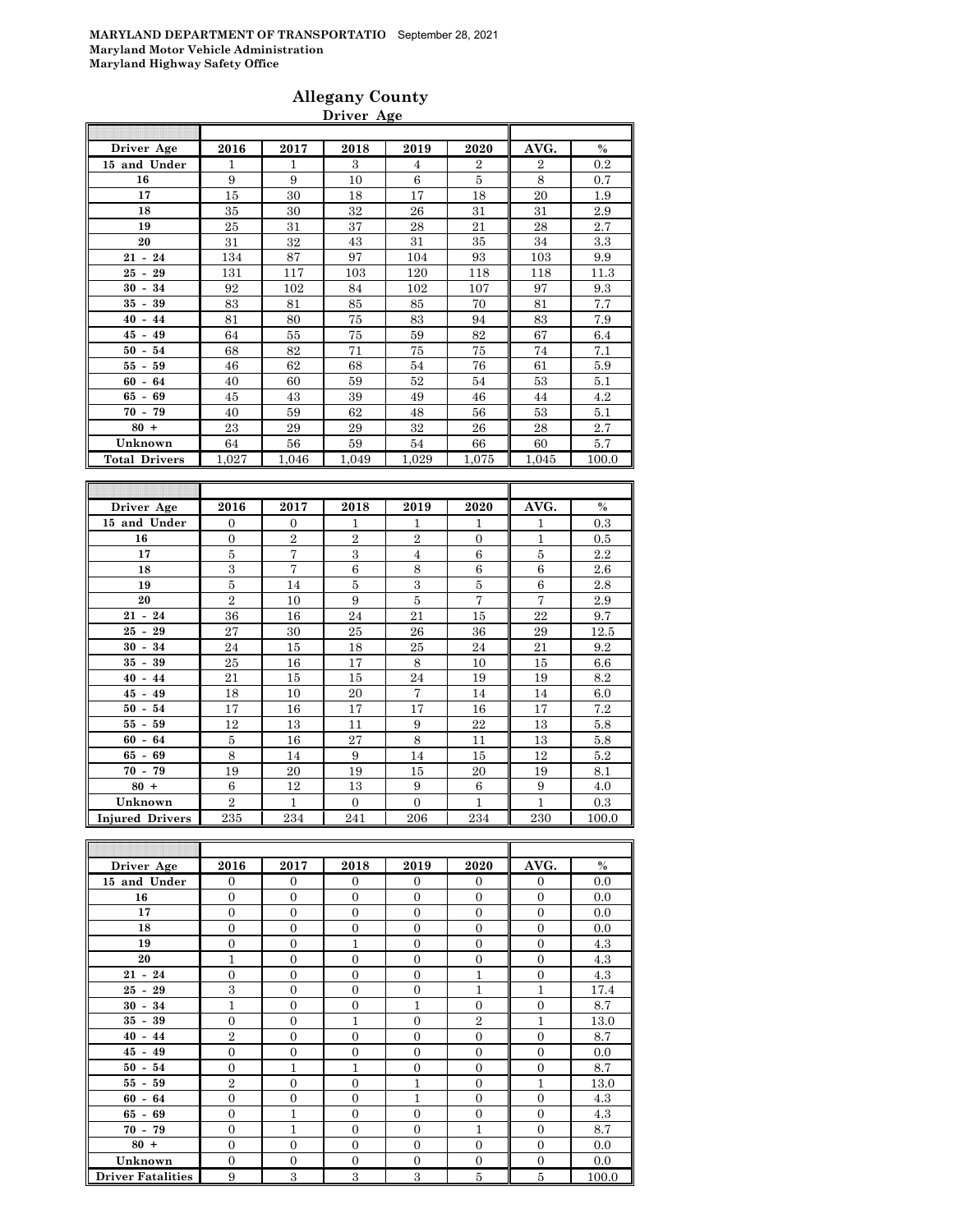**MARYLAND DEPARTMENT OF TRANSPORTATIO** September 28, 2021
**Maryland Motor Vehicle Administration**
**Maryland Highway Safety Office**

## Allegany County

### Driver Age

| Driver Age | 2016 | 2017 | 2018 | 2019 | 2020 | AVG. | % |
|---|---|---|---|---|---|---|---|
| 15 and Under | 1 | 1 | 3 | 4 | 2 | 2 | 0.2 |
| 16 | 9 | 9 | 10 | 6 | 5 | 8 | 0.7 |
| 17 | 15 | 30 | 18 | 17 | 18 | 20 | 1.9 |
| 18 | 35 | 30 | 32 | 26 | 31 | 31 | 2.9 |
| 19 | 25 | 31 | 37 | 28 | 21 | 28 | 2.7 |
| 20 | 31 | 32 | 43 | 31 | 35 | 34 | 3.3 |
| 21 - 24 | 134 | 87 | 97 | 104 | 93 | 103 | 9.9 |
| 25 - 29 | 131 | 117 | 103 | 120 | 118 | 118 | 11.3 |
| 30 - 34 | 92 | 102 | 84 | 102 | 107 | 97 | 9.3 |
| 35 - 39 | 83 | 81 | 85 | 85 | 70 | 81 | 7.7 |
| 40 - 44 | 81 | 80 | 75 | 83 | 94 | 83 | 7.9 |
| 45 - 49 | 64 | 55 | 75 | 59 | 82 | 67 | 6.4 |
| 50 - 54 | 68 | 82 | 71 | 75 | 75 | 74 | 7.1 |
| 55 - 59 | 46 | 62 | 68 | 54 | 76 | 61 | 5.9 |
| 60 - 64 | 40 | 60 | 59 | 52 | 54 | 53 | 5.1 |
| 65 - 69 | 45 | 43 | 39 | 49 | 46 | 44 | 4.2 |
| 70 - 79 | 40 | 59 | 62 | 48 | 56 | 53 | 5.1 |
| 80 + | 23 | 29 | 29 | 32 | 26 | 28 | 2.7 |
| Unknown | 64 | 56 | 59 | 54 | 66 | 60 | 5.7 |
| Total Drivers | 1,027 | 1,046 | 1,049 | 1,029 | 1,075 | 1,045 | 100.0 |

| Driver Age | 2016 | 2017 | 2018 | 2019 | 2020 | AVG. | % |
|---|---|---|---|---|---|---|---|
| 15 and Under | 0 | 0 | 1 | 1 | 1 | 1 | 0.3 |
| 16 | 0 | 2 | 2 | 2 | 0 | 1 | 0.5 |
| 17 | 5 | 7 | 3 | 4 | 6 | 5 | 2.2 |
| 18 | 3 | 7 | 6 | 8 | 6 | 6 | 2.6 |
| 19 | 5 | 14 | 5 | 3 | 5 | 6 | 2.8 |
| 20 | 2 | 10 | 9 | 5 | 7 | 7 | 2.9 |
| 21 - 24 | 36 | 16 | 24 | 21 | 15 | 22 | 9.7 |
| 25 - 29 | 27 | 30 | 25 | 26 | 36 | 29 | 12.5 |
| 30 - 34 | 24 | 15 | 18 | 25 | 24 | 21 | 9.2 |
| 35 - 39 | 25 | 16 | 17 | 8 | 10 | 15 | 6.6 |
| 40 - 44 | 21 | 15 | 15 | 24 | 19 | 19 | 8.2 |
| 45 - 49 | 18 | 10 | 20 | 7 | 14 | 14 | 6.0 |
| 50 - 54 | 17 | 16 | 17 | 17 | 16 | 17 | 7.2 |
| 55 - 59 | 12 | 13 | 11 | 9 | 22 | 13 | 5.8 |
| 60 - 64 | 5 | 16 | 27 | 8 | 11 | 13 | 5.8 |
| 65 - 69 | 8 | 14 | 9 | 14 | 15 | 12 | 5.2 |
| 70 - 79 | 19 | 20 | 19 | 15 | 20 | 19 | 8.1 |
| 80 + | 6 | 12 | 13 | 9 | 6 | 9 | 4.0 |
| Unknown | 2 | 1 | 0 | 0 | 1 | 1 | 0.3 |
| Injured Drivers | 235 | 234 | 241 | 206 | 234 | 230 | 100.0 |

| Driver Age | 2016 | 2017 | 2018 | 2019 | 2020 | AVG. | % |
|---|---|---|---|---|---|---|---|
| 15 and Under | 0 | 0 | 0 | 0 | 0 | 0 | 0.0 |
| 16 | 0 | 0 | 0 | 0 | 0 | 0 | 0.0 |
| 17 | 0 | 0 | 0 | 0 | 0 | 0 | 0.0 |
| 18 | 0 | 0 | 0 | 0 | 0 | 0 | 0.0 |
| 19 | 0 | 0 | 1 | 0 | 0 | 0 | 4.3 |
| 20 | 1 | 0 | 0 | 0 | 0 | 0 | 4.3 |
| 21 - 24 | 0 | 0 | 0 | 0 | 1 | 0 | 4.3 |
| 25 - 29 | 3 | 0 | 0 | 0 | 1 | 1 | 17.4 |
| 30 - 34 | 1 | 0 | 0 | 1 | 0 | 0 | 8.7 |
| 35 - 39 | 0 | 0 | 1 | 0 | 2 | 1 | 13.0 |
| 40 - 44 | 2 | 0 | 0 | 0 | 0 | 0 | 8.7 |
| 45 - 49 | 0 | 0 | 0 | 0 | 0 | 0 | 0.0 |
| 50 - 54 | 0 | 1 | 1 | 0 | 0 | 0 | 8.7 |
| 55 - 59 | 2 | 0 | 0 | 1 | 0 | 1 | 13.0 |
| 60 - 64 | 0 | 0 | 0 | 1 | 0 | 0 | 4.3 |
| 65 - 69 | 0 | 1 | 0 | 0 | 0 | 0 | 4.3 |
| 70 - 79 | 0 | 1 | 0 | 0 | 1 | 0 | 8.7 |
| 80 + | 0 | 0 | 0 | 0 | 0 | 0 | 0.0 |
| Unknown | 0 | 0 | 0 | 0 | 0 | 0 | 0.0 |
| Driver Fatalities | 9 | 3 | 3 | 3 | 5 | 5 | 100.0 |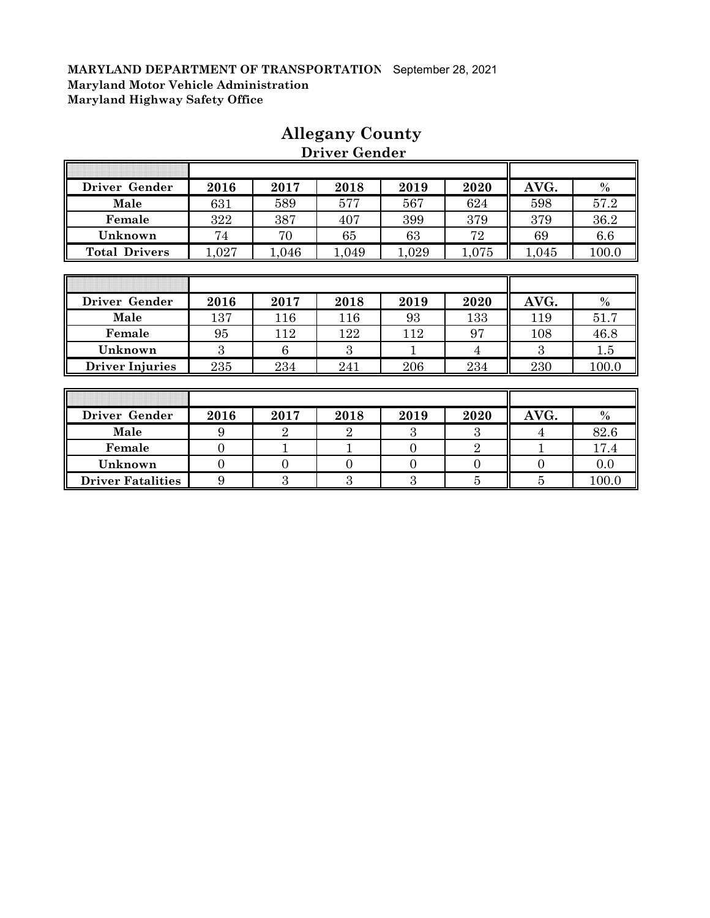**MARYLAND DEPARTMENT OF TRANSPORTATION** September 28, 2021
**Maryland Motor Vehicle Administration**
**Maryland Highway Safety Office**

# Allegany County

## Driver Gender

| Driver Gender | 2016 | 2017 | 2018 | 2019 | 2020 | AVG. | % |
|---|---|---|---|---|---|---|---|
| Male | 631 | 589 | 577 | 567 | 624 | 598 | 57.2 |
| Female | 322 | 387 | 407 | 399 | 379 | 379 | 36.2 |
| Unknown | 74 | 70 | 65 | 63 | 72 | 69 | 6.6 |
| Total Drivers | 1,027 | 1,046 | 1,049 | 1,029 | 1,075 | 1,045 | 100.0 |

| Driver Gender | 2016 | 2017 | 2018 | 2019 | 2020 | AVG. | % |
|---|---|---|---|---|---|---|---|
| Male | 137 | 116 | 116 | 93 | 133 | 119 | 51.7 |
| Female | 95 | 112 | 122 | 112 | 97 | 108 | 46.8 |
| Unknown | 3 | 6 | 3 | 1 | 4 | 3 | 1.5 |
| Driver Injuries | 235 | 234 | 241 | 206 | 234 | 230 | 100.0 |

| Driver Gender | 2016 | 2017 | 2018 | 2019 | 2020 | AVG. | % |
|---|---|---|---|---|---|---|---|
| Male | 9 | 2 | 2 | 3 | 3 | 4 | 82.6 |
| Female | 0 | 1 | 1 | 0 | 2 | 1 | 17.4 |
| Unknown | 0 | 0 | 0 | 0 | 0 | 0 | 0.0 |
| Driver Fatalities | 9 | 3 | 3 | 3 | 5 | 5 | 100.0 |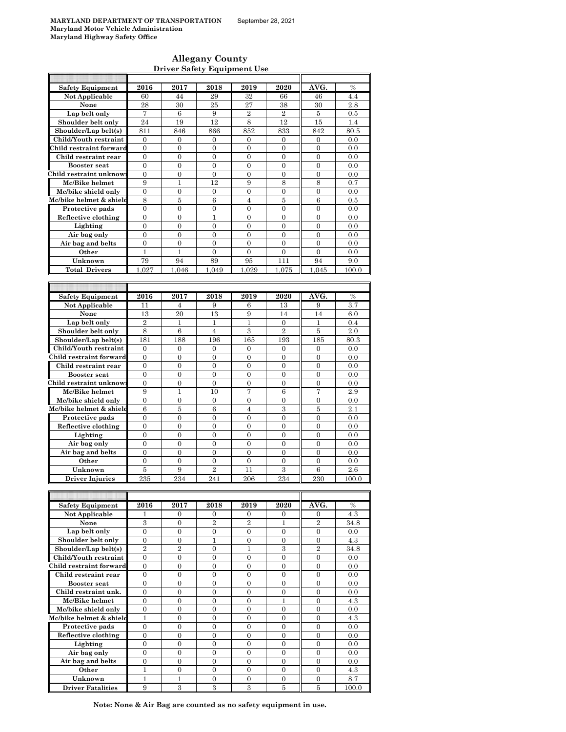**MARYLAND DEPARTMENT OF TRANSPORTATION** September 28, 2021
**Maryland Motor Vehicle Administration**
**Maryland Highway Safety Office**

## Allegany County
### Driver Safety Equipment Use

| Safety Equipment | 2016 | 2017 | 2018 | 2019 | 2020 | AVG. | % |
|---|---|---|---|---|---|---|---|
| Not Applicable | 60 | 44 | 29 | 32 | 66 | 46 | 4.4 |
| None | 28 | 30 | 25 | 27 | 38 | 30 | 2.8 |
| Lap belt only | 7 | 6 | 9 | 2 | 2 | 5 | 0.5 |
| Shoulder belt only | 24 | 19 | 12 | 8 | 12 | 15 | 1.4 |
| Shoulder/Lap belt(s) | 811 | 846 | 866 | 852 | 833 | 842 | 80.5 |
| Child/Youth restraint | 0 | 0 | 0 | 0 | 0 | 0 | 0.0 |
| Child restraint forward | 0 | 0 | 0 | 0 | 0 | 0 | 0.0 |
| Child restraint rear | 0 | 0 | 0 | 0 | 0 | 0 | 0.0 |
| Booster seat | 0 | 0 | 0 | 0 | 0 | 0 | 0.0 |
| Child restraint unknown | 0 | 0 | 0 | 0 | 0 | 0 | 0.0 |
| Mc/Bike helmet | 9 | 1 | 12 | 9 | 8 | 8 | 0.7 |
| Mc/bike shield only | 0 | 0 | 0 | 0 | 0 | 0 | 0.0 |
| Mc/bike helmet & shield | 8 | 5 | 6 | 4 | 5 | 6 | 0.5 |
| Protective pads | 0 | 0 | 0 | 0 | 0 | 0 | 0.0 |
| Reflective clothing | 0 | 0 | 1 | 0 | 0 | 0 | 0.0 |
| Lighting | 0 | 0 | 0 | 0 | 0 | 0 | 0.0 |
| Air bag only | 0 | 0 | 0 | 0 | 0 | 0 | 0.0 |
| Air bag and belts | 0 | 0 | 0 | 0 | 0 | 0 | 0.0 |
| Other | 1 | 1 | 0 | 0 | 0 | 0 | 0.0 |
| Unknown | 79 | 94 | 89 | 95 | 111 | 94 | 9.0 |
| Total Drivers | 1,027 | 1,046 | 1,049 | 1,029 | 1,075 | 1,045 | 100.0 |

| Safety Equipment | 2016 | 2017 | 2018 | 2019 | 2020 | AVG. | % |
|---|---|---|---|---|---|---|---|
| Not Applicable | 11 | 4 | 9 | 6 | 13 | 9 | 3.7 |
| None | 13 | 20 | 13 | 9 | 14 | 14 | 6.0 |
| Lap belt only | 2 | 1 | 1 | 1 | 0 | 1 | 0.4 |
| Shoulder belt only | 8 | 6 | 4 | 3 | 2 | 5 | 2.0 |
| Shoulder/Lap belt(s) | 181 | 188 | 196 | 165 | 193 | 185 | 80.3 |
| Child/Youth restraint | 0 | 0 | 0 | 0 | 0 | 0 | 0.0 |
| Child restraint forward | 0 | 0 | 0 | 0 | 0 | 0 | 0.0 |
| Child restraint rear | 0 | 0 | 0 | 0 | 0 | 0 | 0.0 |
| Booster seat | 0 | 0 | 0 | 0 | 0 | 0 | 0.0 |
| Child restraint unknown | 0 | 0 | 0 | 0 | 0 | 0 | 0.0 |
| Mc/Bike helmet | 9 | 1 | 10 | 7 | 6 | 7 | 2.9 |
| Mc/bike shield only | 0 | 0 | 0 | 0 | 0 | 0 | 0.0 |
| Mc/bike helmet & shield | 6 | 5 | 6 | 4 | 3 | 5 | 2.1 |
| Protective pads | 0 | 0 | 0 | 0 | 0 | 0 | 0.0 |
| Reflective clothing | 0 | 0 | 0 | 0 | 0 | 0 | 0.0 |
| Lighting | 0 | 0 | 0 | 0 | 0 | 0 | 0.0 |
| Air bag only | 0 | 0 | 0 | 0 | 0 | 0 | 0.0 |
| Air bag and belts | 0 | 0 | 0 | 0 | 0 | 0 | 0.0 |
| Other | 0 | 0 | 0 | 0 | 0 | 0 | 0.0 |
| Unknown | 5 | 9 | 2 | 11 | 3 | 6 | 2.6 |
| Driver Injuries | 235 | 234 | 241 | 206 | 234 | 230 | 100.0 |

| Safety Equipment | 2016 | 2017 | 2018 | 2019 | 2020 | AVG. | % |
|---|---|---|---|---|---|---|---|
| Not Applicable | 1 | 0 | 0 | 0 | 0 | 0 | 4.3 |
| None | 3 | 0 | 2 | 2 | 1 | 2 | 34.8 |
| Lap belt only | 0 | 0 | 0 | 0 | 0 | 0 | 0.0 |
| Shoulder belt only | 0 | 0 | 1 | 0 | 0 | 0 | 4.3 |
| Shoulder/Lap belt(s) | 2 | 2 | 0 | 1 | 3 | 2 | 34.8 |
| Child/Youth restraint | 0 | 0 | 0 | 0 | 0 | 0 | 0.0 |
| Child restraint forward | 0 | 0 | 0 | 0 | 0 | 0 | 0.0 |
| Child restraint rear | 0 | 0 | 0 | 0 | 0 | 0 | 0.0 |
| Booster seat | 0 | 0 | 0 | 0 | 0 | 0 | 0.0 |
| Child restraint unk. | 0 | 0 | 0 | 0 | 0 | 0 | 0.0 |
| Mc/Bike helmet | 0 | 0 | 0 | 0 | 1 | 0 | 4.3 |
| Mc/bike shield only | 0 | 0 | 0 | 0 | 0 | 0 | 0.0 |
| Mc/bike helmet & shield | 1 | 0 | 0 | 0 | 0 | 0 | 4.3 |
| Protective pads | 0 | 0 | 0 | 0 | 0 | 0 | 0.0 |
| Reflective clothing | 0 | 0 | 0 | 0 | 0 | 0 | 0.0 |
| Lighting | 0 | 0 | 0 | 0 | 0 | 0 | 0.0 |
| Air bag only | 0 | 0 | 0 | 0 | 0 | 0 | 0.0 |
| Air bag and belts | 0 | 0 | 0 | 0 | 0 | 0 | 0.0 |
| Other | 1 | 0 | 0 | 0 | 0 | 0 | 4.3 |
| Unknown | 1 | 1 | 0 | 0 | 0 | 0 | 8.7 |
| Driver Fatalities | 9 | 3 | 3 | 3 | 5 | 5 | 100.0 |

**Note: None & Air Bag are counted as no safety equipment in use.**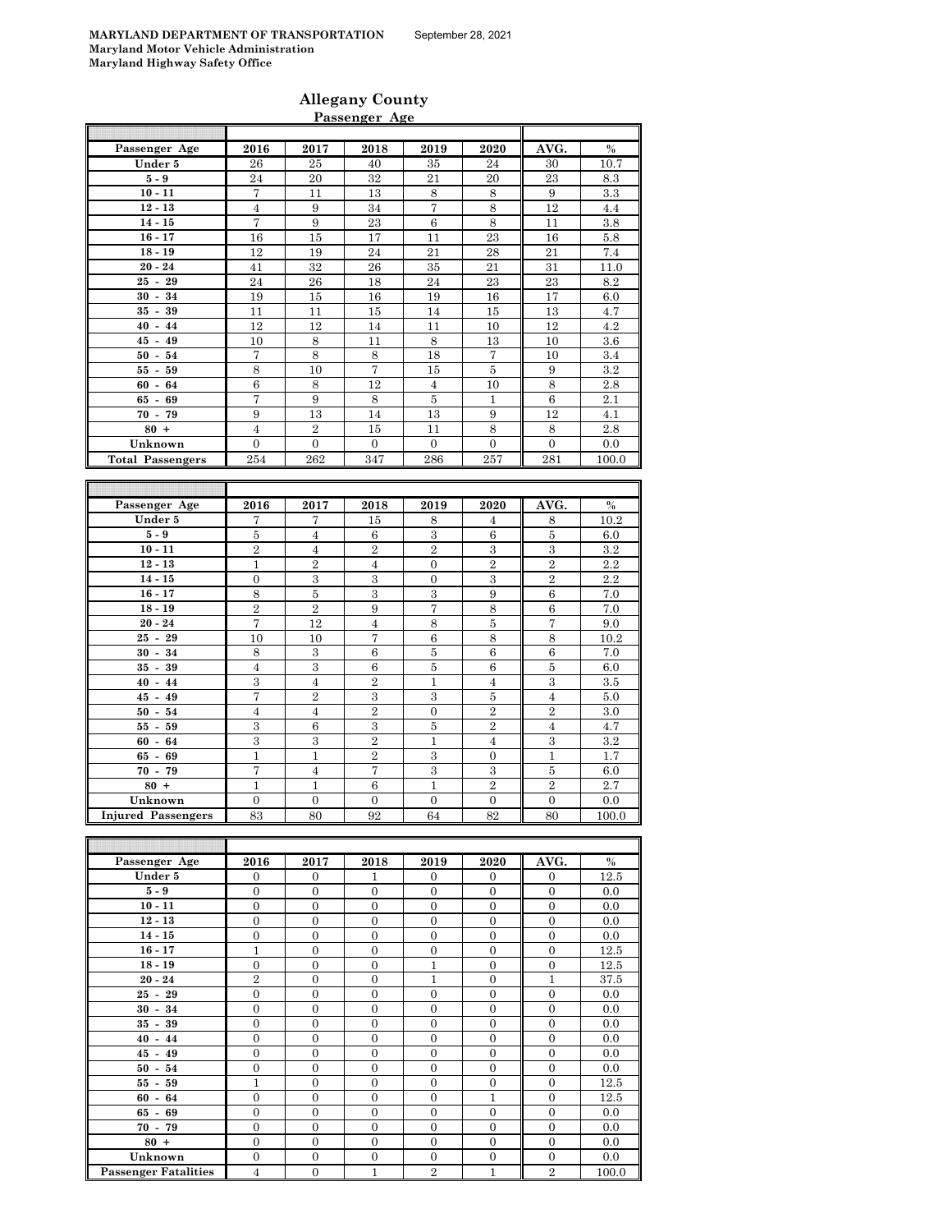**MARYLAND DEPARTMENT OF TRANSPORTATION** September 28, 2021
**Maryland Motor Vehicle Administration**
**Maryland Highway Safety Office**

## Allegany County

### Passenger Age

| Passenger Age | 2016 | 2017 | 2018 | 2019 | 2020 | AVG. | % |
|---|---|---|---|---|---|---|---|
| Under 5 | 26 | 25 | 40 | 35 | 24 | 30 | 10.7 |
| 5 - 9 | 24 | 20 | 32 | 21 | 20 | 23 | 8.3 |
| 10 - 11 | 7 | 11 | 13 | 8 | 8 | 9 | 3.3 |
| 12 - 13 | 4 | 9 | 34 | 7 | 8 | 12 | 4.4 |
| 14 - 15 | 7 | 9 | 23 | 6 | 8 | 11 | 3.8 |
| 16 - 17 | 16 | 15 | 17 | 11 | 23 | 16 | 5.8 |
| 18 - 19 | 12 | 19 | 24 | 21 | 28 | 21 | 7.4 |
| 20 - 24 | 41 | 32 | 26 | 35 | 21 | 31 | 11.0 |
| 25 - 29 | 24 | 26 | 18 | 24 | 23 | 23 | 8.2 |
| 30 - 34 | 19 | 15 | 16 | 19 | 16 | 17 | 6.0 |
| 35 - 39 | 11 | 11 | 15 | 14 | 15 | 13 | 4.7 |
| 40 - 44 | 12 | 12 | 14 | 11 | 10 | 12 | 4.2 |
| 45 - 49 | 10 | 8 | 11 | 8 | 13 | 10 | 3.6 |
| 50 - 54 | 7 | 8 | 8 | 18 | 7 | 10 | 3.4 |
| 55 - 59 | 8 | 10 | 7 | 15 | 5 | 9 | 3.2 |
| 60 - 64 | 6 | 8 | 12 | 4 | 10 | 8 | 2.8 |
| 65 - 69 | 7 | 9 | 8 | 5 | 1 | 6 | 2.1 |
| 70 - 79 | 9 | 13 | 14 | 13 | 9 | 12 | 4.1 |
| 80 + | 4 | 2 | 15 | 11 | 8 | 8 | 2.8 |
| Unknown | 0 | 0 | 0 | 0 | 0 | 0 | 0.0 |
| Total Passengers | 254 | 262 | 347 | 286 | 257 | 281 | 100.0 |

| Passenger Age | 2016 | 2017 | 2018 | 2019 | 2020 | AVG. | % |
|---|---|---|---|---|---|---|---|
| Under 5 | 7 | 7 | 15 | 8 | 4 | 8 | 10.2 |
| 5 - 9 | 5 | 4 | 6 | 3 | 6 | 5 | 6.0 |
| 10 - 11 | 2 | 4 | 2 | 2 | 3 | 3 | 3.2 |
| 12 - 13 | 1 | 2 | 4 | 0 | 2 | 2 | 2.2 |
| 14 - 15 | 0 | 3 | 3 | 0 | 3 | 2 | 2.2 |
| 16 - 17 | 8 | 5 | 3 | 3 | 9 | 6 | 7.0 |
| 18 - 19 | 2 | 2 | 9 | 7 | 8 | 6 | 7.0 |
| 20 - 24 | 7 | 12 | 4 | 8 | 5 | 7 | 9.0 |
| 25 - 29 | 10 | 10 | 7 | 6 | 8 | 8 | 10.2 |
| 30 - 34 | 8 | 3 | 6 | 5 | 6 | 6 | 7.0 |
| 35 - 39 | 4 | 3 | 6 | 5 | 6 | 5 | 6.0 |
| 40 - 44 | 3 | 4 | 2 | 1 | 4 | 3 | 3.5 |
| 45 - 49 | 7 | 2 | 3 | 3 | 5 | 4 | 5.0 |
| 50 - 54 | 4 | 4 | 2 | 0 | 2 | 2 | 3.0 |
| 55 - 59 | 3 | 6 | 3 | 5 | 2 | 4 | 4.7 |
| 60 - 64 | 3 | 3 | 2 | 1 | 4 | 3 | 3.2 |
| 65 - 69 | 1 | 1 | 2 | 3 | 0 | 1 | 1.7 |
| 70 - 79 | 7 | 4 | 7 | 3 | 3 | 5 | 6.0 |
| 80 + | 1 | 1 | 6 | 1 | 2 | 2 | 2.7 |
| Unknown | 0 | 0 | 0 | 0 | 0 | 0 | 0.0 |
| Injured Passengers | 83 | 80 | 92 | 64 | 82 | 80 | 100.0 |

| Passenger Age | 2016 | 2017 | 2018 | 2019 | 2020 | AVG. | % |
|---|---|---|---|---|---|---|---|
| Under 5 | 0 | 0 | 1 | 0 | 0 | 0 | 12.5 |
| 5 - 9 | 0 | 0 | 0 | 0 | 0 | 0 | 0.0 |
| 10 - 11 | 0 | 0 | 0 | 0 | 0 | 0 | 0.0 |
| 12 - 13 | 0 | 0 | 0 | 0 | 0 | 0 | 0.0 |
| 14 - 15 | 0 | 0 | 0 | 0 | 0 | 0 | 0.0 |
| 16 - 17 | 1 | 0 | 0 | 0 | 0 | 0 | 12.5 |
| 18 - 19 | 0 | 0 | 0 | 1 | 0 | 0 | 12.5 |
| 20 - 24 | 2 | 0 | 0 | 1 | 0 | 1 | 37.5 |
| 25 - 29 | 0 | 0 | 0 | 0 | 0 | 0 | 0.0 |
| 30 - 34 | 0 | 0 | 0 | 0 | 0 | 0 | 0.0 |
| 35 - 39 | 0 | 0 | 0 | 0 | 0 | 0 | 0.0 |
| 40 - 44 | 0 | 0 | 0 | 0 | 0 | 0 | 0.0 |
| 45 - 49 | 0 | 0 | 0 | 0 | 0 | 0 | 0.0 |
| 50 - 54 | 0 | 0 | 0 | 0 | 0 | 0 | 0.0 |
| 55 - 59 | 1 | 0 | 0 | 0 | 0 | 0 | 12.5 |
| 60 - 64 | 0 | 0 | 0 | 0 | 1 | 0 | 12.5 |
| 65 - 69 | 0 | 0 | 0 | 0 | 0 | 0 | 0.0 |
| 70 - 79 | 0 | 0 | 0 | 0 | 0 | 0 | 0.0 |
| 80 + | 0 | 0 | 0 | 0 | 0 | 0 | 0.0 |
| Unknown | 0 | 0 | 0 | 0 | 0 | 0 | 0.0 |
| Passenger Fatalities | 4 | 0 | 1 | 2 | 1 | 2 | 100.0 |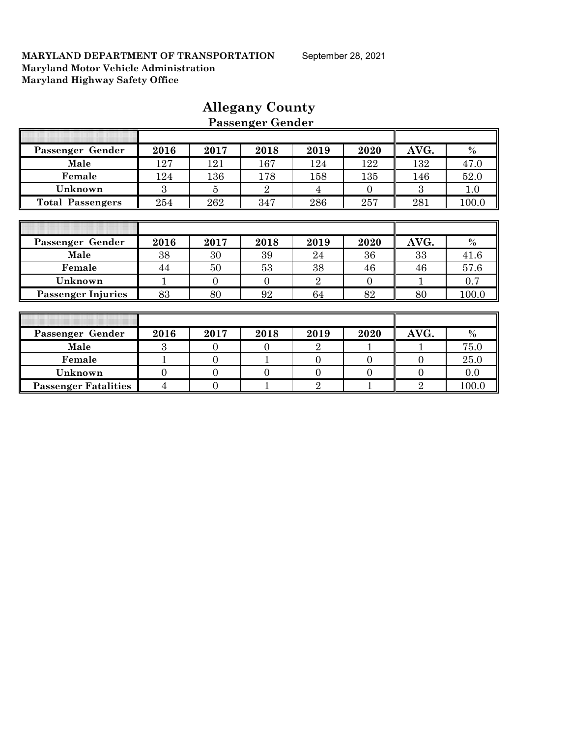**MARYLAND DEPARTMENT OF TRANSPORTATION** September 28, 2021
**Maryland Motor Vehicle Administration**
**Maryland Highway Safety Office**

# Allegany County

## Passenger Gender

| Passenger Gender | 2016 | 2017 | 2018 | 2019 | 2020 | AVG. | % |
|---|---|---|---|---|---|---|---|
| Male | 127 | 121 | 167 | 124 | 122 | 132 | 47.0 |
| Female | 124 | 136 | 178 | 158 | 135 | 146 | 52.0 |
| Unknown | 3 | 5 | 2 | 4 | 0 | 3 | 1.0 |
| Total Passengers | 254 | 262 | 347 | 286 | 257 | 281 | 100.0 |

| Passenger Gender | 2016 | 2017 | 2018 | 2019 | 2020 | AVG. | % |
|---|---|---|---|---|---|---|---|
| Male | 38 | 30 | 39 | 24 | 36 | 33 | 41.6 |
| Female | 44 | 50 | 53 | 38 | 46 | 46 | 57.6 |
| Unknown | 1 | 0 | 0 | 2 | 0 | 1 | 0.7 |
| Passenger Injuries | 83 | 80 | 92 | 64 | 82 | 80 | 100.0 |

| Passenger Gender | 2016 | 2017 | 2018 | 2019 | 2020 | AVG. | % |
|---|---|---|---|---|---|---|---|
| Male | 3 | 0 | 0 | 2 | 1 | 1 | 75.0 |
| Female | 1 | 0 | 1 | 0 | 0 | 0 | 25.0 |
| Unknown | 0 | 0 | 0 | 0 | 0 | 0 | 0.0 |
| Passenger Fatalities | 4 | 0 | 1 | 2 | 1 | 2 | 100.0 |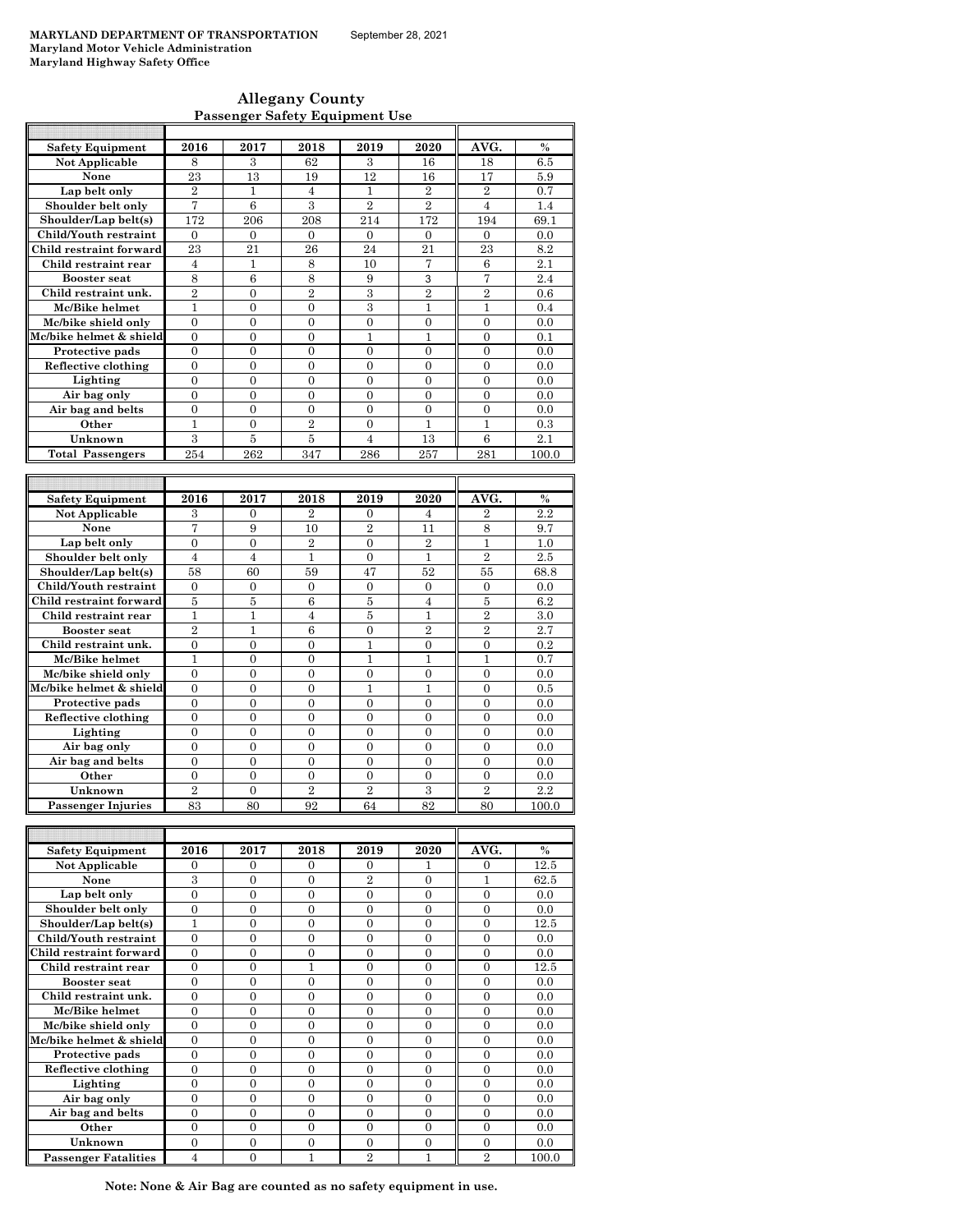**MARYLAND DEPARTMENT OF TRANSPORTATION** September 28, 2021
**Maryland Motor Vehicle Administration**
**Maryland Highway Safety Office**

## Allegany County

### Passenger Safety Equipment Use

| Safety Equipment | 2016 | 2017 | 2018 | 2019 | 2020 | AVG. | % |
|---|---|---|---|---|---|---|---|
| Not Applicable | 8 | 3 | 62 | 3 | 16 | 18 | 6.5 |
| None | 23 | 13 | 19 | 12 | 16 | 17 | 5.9 |
| Lap belt only | 2 | 1 | 4 | 1 | 2 | 2 | 0.7 |
| Shoulder belt only | 7 | 6 | 3 | 2 | 2 | 4 | 1.4 |
| Shoulder/Lap belt(s) | 172 | 206 | 208 | 214 | 172 | 194 | 69.1 |
| Child/Youth restraint | 0 | 0 | 0 | 0 | 0 | 0 | 0.0 |
| Child restraint forward | 23 | 21 | 26 | 24 | 21 | 23 | 8.2 |
| Child restraint rear | 4 | 1 | 8 | 10 | 7 | 6 | 2.1 |
| Booster seat | 8 | 6 | 8 | 9 | 3 | 7 | 2.4 |
| Child restraint unk. | 2 | 0 | 2 | 3 | 2 | 2 | 0.6 |
| Mc/Bike helmet | 1 | 0 | 0 | 3 | 1 | 1 | 0.4 |
| Mc/bike shield only | 0 | 0 | 0 | 0 | 0 | 0 | 0.0 |
| Mc/bike helmet & shield | 0 | 0 | 0 | 1 | 1 | 0 | 0.1 |
| Protective pads | 0 | 0 | 0 | 0 | 0 | 0 | 0.0 |
| Reflective clothing | 0 | 0 | 0 | 0 | 0 | 0 | 0.0 |
| Lighting | 0 | 0 | 0 | 0 | 0 | 0 | 0.0 |
| Air bag only | 0 | 0 | 0 | 0 | 0 | 0 | 0.0 |
| Air bag and belts | 0 | 0 | 0 | 0 | 0 | 0 | 0.0 |
| Other | 1 | 0 | 2 | 0 | 1 | 1 | 0.3 |
| Unknown | 3 | 5 | 5 | 4 | 13 | 6 | 2.1 |
| Total Passengers | 254 | 262 | 347 | 286 | 257 | 281 | 100.0 |

| Safety Equipment | 2016 | 2017 | 2018 | 2019 | 2020 | AVG. | % |
|---|---|---|---|---|---|---|---|
| Not Applicable | 3 | 0 | 2 | 0 | 4 | 2 | 2.2 |
| None | 7 | 9 | 10 | 2 | 11 | 8 | 9.7 |
| Lap belt only | 0 | 0 | 2 | 0 | 2 | 1 | 1.0 |
| Shoulder belt only | 4 | 4 | 1 | 0 | 1 | 2 | 2.5 |
| Shoulder/Lap belt(s) | 58 | 60 | 59 | 47 | 52 | 55 | 68.8 |
| Child/Youth restraint | 0 | 0 | 0 | 0 | 0 | 0 | 0.0 |
| Child restraint forward | 5 | 5 | 6 | 5 | 4 | 5 | 6.2 |
| Child restraint rear | 1 | 1 | 4 | 5 | 1 | 2 | 3.0 |
| Booster seat | 2 | 1 | 6 | 0 | 2 | 2 | 2.7 |
| Child restraint unk. | 0 | 0 | 0 | 1 | 0 | 0 | 0.2 |
| Mc/Bike helmet | 1 | 0 | 0 | 1 | 1 | 1 | 0.7 |
| Mc/bike shield only | 0 | 0 | 0 | 0 | 0 | 0 | 0.0 |
| Mc/bike helmet & shield | 0 | 0 | 0 | 1 | 1 | 0 | 0.5 |
| Protective pads | 0 | 0 | 0 | 0 | 0 | 0 | 0.0 |
| Reflective clothing | 0 | 0 | 0 | 0 | 0 | 0 | 0.0 |
| Lighting | 0 | 0 | 0 | 0 | 0 | 0 | 0.0 |
| Air bag only | 0 | 0 | 0 | 0 | 0 | 0 | 0.0 |
| Air bag and belts | 0 | 0 | 0 | 0 | 0 | 0 | 0.0 |
| Other | 0 | 0 | 0 | 0 | 0 | 0 | 0.0 |
| Unknown | 2 | 0 | 2 | 2 | 3 | 2 | 2.2 |
| Passenger Injuries | 83 | 80 | 92 | 64 | 82 | 80 | 100.0 |

| Safety Equipment | 2016 | 2017 | 2018 | 2019 | 2020 | AVG. | % |
|---|---|---|---|---|---|---|---|
| Not Applicable | 0 | 0 | 0 | 0 | 1 | 0 | 12.5 |
| None | 3 | 0 | 0 | 2 | 0 | 1 | 62.5 |
| Lap belt only | 0 | 0 | 0 | 0 | 0 | 0 | 0.0 |
| Shoulder belt only | 0 | 0 | 0 | 0 | 0 | 0 | 0.0 |
| Shoulder/Lap belt(s) | 1 | 0 | 0 | 0 | 0 | 0 | 12.5 |
| Child/Youth restraint | 0 | 0 | 0 | 0 | 0 | 0 | 0.0 |
| Child restraint forward | 0 | 0 | 0 | 0 | 0 | 0 | 0.0 |
| Child restraint rear | 0 | 0 | 1 | 0 | 0 | 0 | 12.5 |
| Booster seat | 0 | 0 | 0 | 0 | 0 | 0 | 0.0 |
| Child restraint unk. | 0 | 0 | 0 | 0 | 0 | 0 | 0.0 |
| Mc/Bike helmet | 0 | 0 | 0 | 0 | 0 | 0 | 0.0 |
| Mc/bike shield only | 0 | 0 | 0 | 0 | 0 | 0 | 0.0 |
| Mc/bike helmet & shield | 0 | 0 | 0 | 0 | 0 | 0 | 0.0 |
| Protective pads | 0 | 0 | 0 | 0 | 0 | 0 | 0.0 |
| Reflective clothing | 0 | 0 | 0 | 0 | 0 | 0 | 0.0 |
| Lighting | 0 | 0 | 0 | 0 | 0 | 0 | 0.0 |
| Air bag only | 0 | 0 | 0 | 0 | 0 | 0 | 0.0 |
| Air bag and belts | 0 | 0 | 0 | 0 | 0 | 0 | 0.0 |
| Other | 0 | 0 | 0 | 0 | 0 | 0 | 0.0 |
| Unknown | 0 | 0 | 0 | 0 | 0 | 0 | 0.0 |
| Passenger Fatalities | 4 | 0 | 1 | 2 | 1 | 2 | 100.0 |

**Note: None & Air Bag are counted as no safety equipment in use.**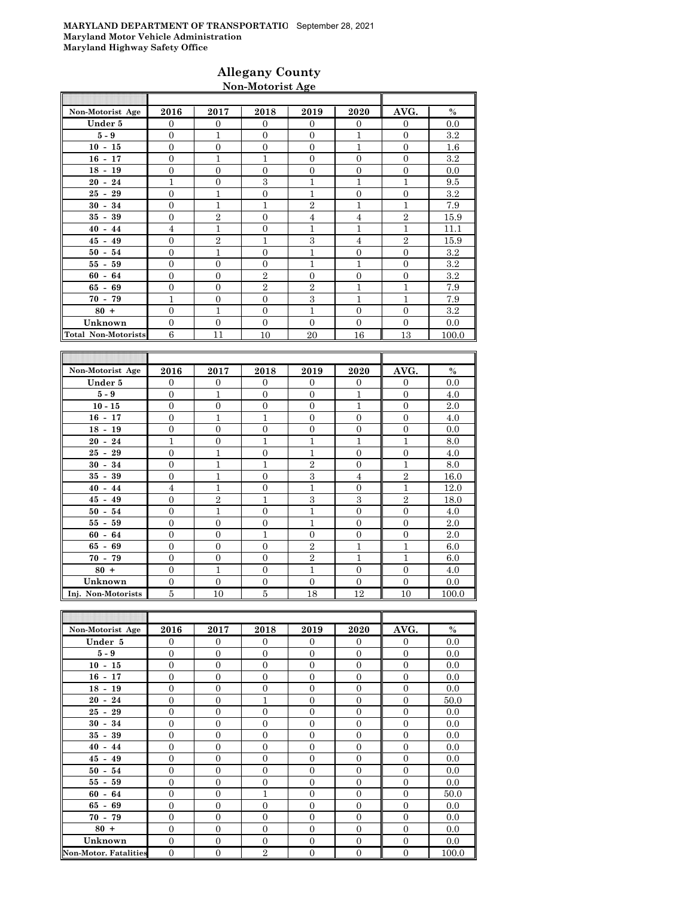**MARYLAND DEPARTMENT OF TRANSPORTATIO** September 28, 2021
**Maryland Motor Vehicle Administration**
**Maryland Highway Safety Office**

## Allegany County
### Non-Motorist Age

| Non-Motorist Age | 2016 | 2017 | 2018 | 2019 | 2020 | AVG. | % |
|---|---|---|---|---|---|---|---|
| Under 5 | 0 | 0 | 0 | 0 | 0 | 0 | 0.0 |
| 5 - 9 | 0 | 1 | 0 | 0 | 1 | 0 | 3.2 |
| 10 - 15 | 0 | 0 | 0 | 0 | 1 | 0 | 1.6 |
| 16 - 17 | 0 | 1 | 1 | 0 | 0 | 0 | 3.2 |
| 18 - 19 | 0 | 0 | 0 | 0 | 0 | 0 | 0.0 |
| 20 - 24 | 1 | 0 | 3 | 1 | 1 | 1 | 9.5 |
| 25 - 29 | 0 | 1 | 0 | 1 | 0 | 0 | 3.2 |
| 30 - 34 | 0 | 1 | 1 | 2 | 1 | 1 | 7.9 |
| 35 - 39 | 0 | 2 | 0 | 4 | 4 | 2 | 15.9 |
| 40 - 44 | 4 | 1 | 0 | 1 | 1 | 1 | 11.1 |
| 45 - 49 | 0 | 2 | 1 | 3 | 4 | 2 | 15.9 |
| 50 - 54 | 0 | 1 | 0 | 1 | 0 | 0 | 3.2 |
| 55 - 59 | 0 | 0 | 0 | 1 | 1 | 0 | 3.2 |
| 60 - 64 | 0 | 0 | 2 | 0 | 0 | 0 | 3.2 |
| 65 - 69 | 0 | 0 | 2 | 2 | 1 | 1 | 7.9 |
| 70 - 79 | 1 | 0 | 0 | 3 | 1 | 1 | 7.9 |
| 80 + | 0 | 1 | 0 | 1 | 0 | 0 | 3.2 |
| Unknown | 0 | 0 | 0 | 0 | 0 | 0 | 0.0 |
| Total Non-Motorists | 6 | 11 | 10 | 20 | 16 | 13 | 100.0 |

| Non-Motorist Age | 2016 | 2017 | 2018 | 2019 | 2020 | AVG. | % |
|---|---|---|---|---|---|---|---|
| Under 5 | 0 | 0 | 0 | 0 | 0 | 0 | 0.0 |
| 5 - 9 | 0 | 1 | 0 | 0 | 1 | 0 | 4.0 |
| 10 - 15 | 0 | 0 | 0 | 0 | 1 | 0 | 2.0 |
| 16 - 17 | 0 | 1 | 1 | 0 | 0 | 0 | 4.0 |
| 18 - 19 | 0 | 0 | 0 | 0 | 0 | 0 | 0.0 |
| 20 - 24 | 1 | 0 | 1 | 1 | 1 | 1 | 8.0 |
| 25 - 29 | 0 | 1 | 0 | 1 | 0 | 0 | 4.0 |
| 30 - 34 | 0 | 1 | 1 | 2 | 0 | 1 | 8.0 |
| 35 - 39 | 0 | 1 | 0 | 3 | 4 | 2 | 16.0 |
| 40 - 44 | 4 | 1 | 0 | 1 | 0 | 1 | 12.0 |
| 45 - 49 | 0 | 2 | 1 | 3 | 3 | 2 | 18.0 |
| 50 - 54 | 0 | 1 | 0 | 1 | 0 | 0 | 4.0 |
| 55 - 59 | 0 | 0 | 0 | 1 | 0 | 0 | 2.0 |
| 60 - 64 | 0 | 0 | 1 | 0 | 0 | 0 | 2.0 |
| 65 - 69 | 0 | 0 | 0 | 2 | 1 | 1 | 6.0 |
| 70 - 79 | 0 | 0 | 0 | 2 | 1 | 1 | 6.0 |
| 80 + | 0 | 1 | 0 | 1 | 0 | 0 | 4.0 |
| Unknown | 0 | 0 | 0 | 0 | 0 | 0 | 0.0 |
| Inj. Non-Motorists | 5 | 10 | 5 | 18 | 12 | 10 | 100.0 |

| Non-Motorist Age | 2016 | 2017 | 2018 | 2019 | 2020 | AVG. | % |
|---|---|---|---|---|---|---|---|
| Under 5 | 0 | 0 | 0 | 0 | 0 | 0 | 0.0 |
| 5 - 9 | 0 | 0 | 0 | 0 | 0 | 0 | 0.0 |
| 10 - 15 | 0 | 0 | 0 | 0 | 0 | 0 | 0.0 |
| 16 - 17 | 0 | 0 | 0 | 0 | 0 | 0 | 0.0 |
| 18 - 19 | 0 | 0 | 0 | 0 | 0 | 0 | 0.0 |
| 20 - 24 | 0 | 0 | 1 | 0 | 0 | 0 | 50.0 |
| 25 - 29 | 0 | 0 | 0 | 0 | 0 | 0 | 0.0 |
| 30 - 34 | 0 | 0 | 0 | 0 | 0 | 0 | 0.0 |
| 35 - 39 | 0 | 0 | 0 | 0 | 0 | 0 | 0.0 |
| 40 - 44 | 0 | 0 | 0 | 0 | 0 | 0 | 0.0 |
| 45 - 49 | 0 | 0 | 0 | 0 | 0 | 0 | 0.0 |
| 50 - 54 | 0 | 0 | 0 | 0 | 0 | 0 | 0.0 |
| 55 - 59 | 0 | 0 | 0 | 0 | 0 | 0 | 0.0 |
| 60 - 64 | 0 | 0 | 1 | 0 | 0 | 0 | 50.0 |
| 65 - 69 | 0 | 0 | 0 | 0 | 0 | 0 | 0.0 |
| 70 - 79 | 0 | 0 | 0 | 0 | 0 | 0 | 0.0 |
| 80 + | 0 | 0 | 0 | 0 | 0 | 0 | 0.0 |
| Unknown | 0 | 0 | 0 | 0 | 0 | 0 | 0.0 |
| Non-Motor. Fatalities | 0 | 0 | 2 | 0 | 0 | 0 | 100.0 |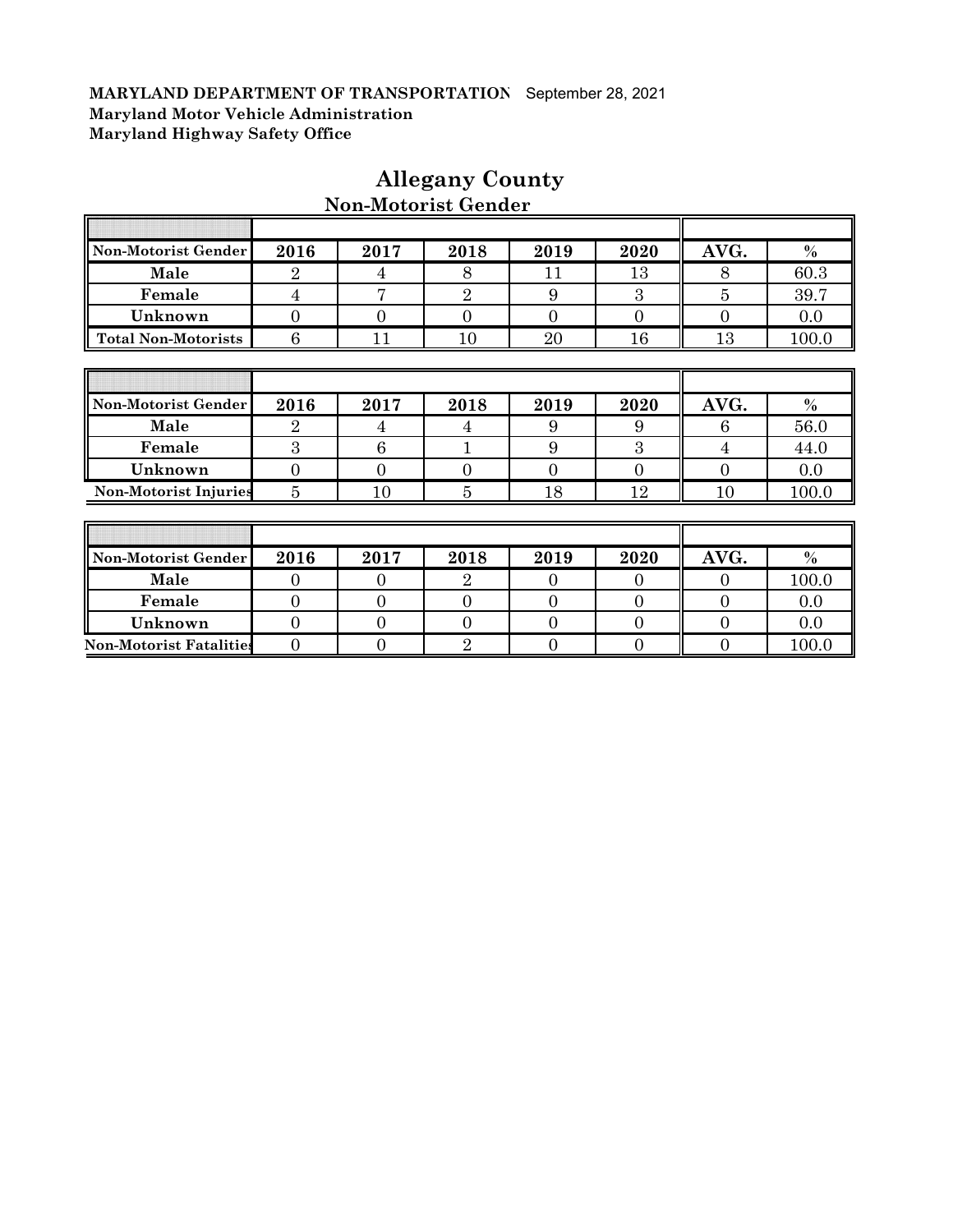**MARYLAND DEPARTMENT OF TRANSPORTATION** September 28, 2021
**Maryland Motor Vehicle Administration**
**Maryland Highway Safety Office**

# Allegany County

## Non-Motorist Gender

| Non-Motorist Gender | 2016 | 2017 | 2018 | 2019 | 2020 | AVG. | % |
|---|---|---|---|---|---|---|---|
| Male | 2 | 4 | 8 | 11 | 13 | 8 | 60.3 |
| Female | 4 | 7 | 2 | 9 | 3 | 5 | 39.7 |
| Unknown | 0 | 0 | 0 | 0 | 0 | 0 | 0.0 |
| Total Non-Motorists | 6 | 11 | 10 | 20 | 16 | 13 | 100.0 |

| Non-Motorist Gender | 2016 | 2017 | 2018 | 2019 | 2020 | AVG. | % |
|---|---|---|---|---|---|---|---|
| Male | 2 | 4 | 4 | 9 | 9 | 6 | 56.0 |
| Female | 3 | 6 | 1 | 9 | 3 | 4 | 44.0 |
| Unknown | 0 | 0 | 0 | 0 | 0 | 0 | 0.0 |
| Non-Motorist Injuries | 5 | 10 | 5 | 18 | 12 | 10 | 100.0 |

| Non-Motorist Gender | 2016 | 2017 | 2018 | 2019 | 2020 | AVG. | % |
|---|---|---|---|---|---|---|---|
| Male | 0 | 0 | 2 | 0 | 0 | 0 | 100.0 |
| Female | 0 | 0 | 0 | 0 | 0 | 0 | 0.0 |
| Unknown | 0 | 0 | 0 | 0 | 0 | 0 | 0.0 |
| Non-Motorist Fatalities | 0 | 0 | 2 | 0 | 0 | 0 | 100.0 |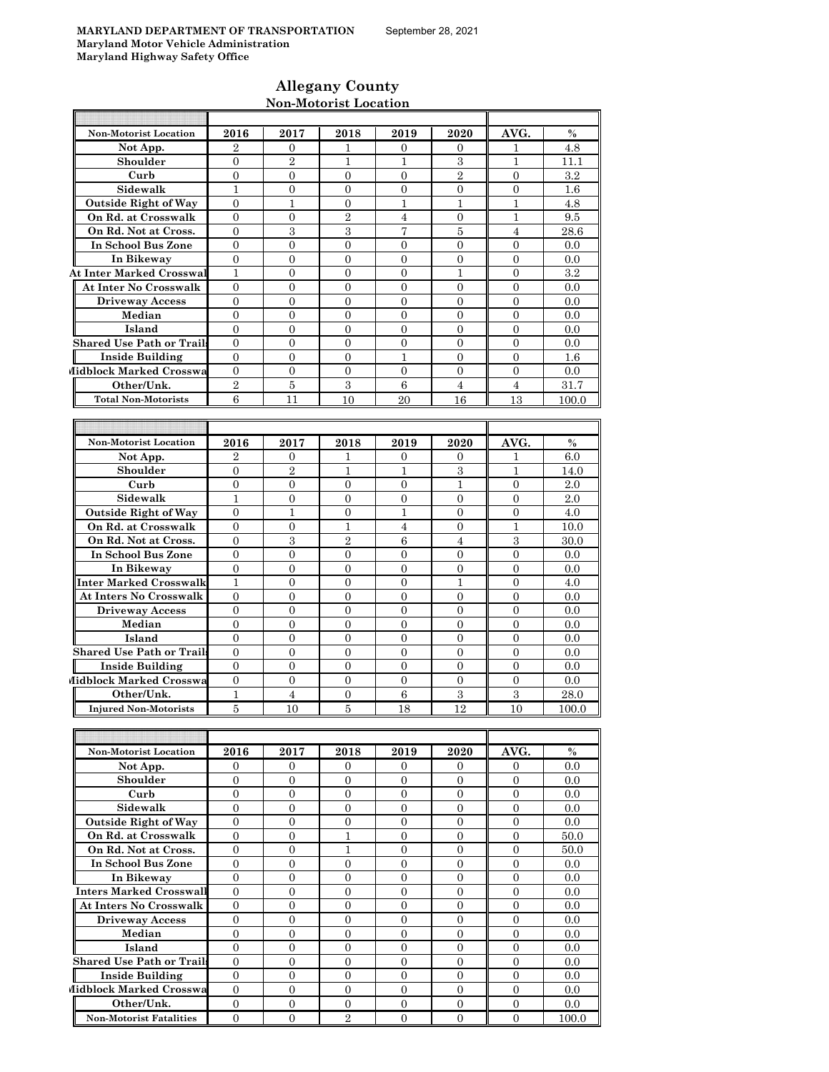**MARYLAND DEPARTMENT OF TRANSPORTATION** September 28, 2021
**Maryland Motor Vehicle Administration**
**Maryland Highway Safety Office**

## Allegany County
### Non-Motorist Location

| Non-Motorist Location | 2016 | 2017 | 2018 | 2019 | 2020 | AVG. | % |
|---|---|---|---|---|---|---|---|
| Not App. | 2 | 0 | 1 | 0 | 0 | 1 | 4.8 |
| Shoulder | 0 | 2 | 1 | 1 | 3 | 1 | 11.1 |
| Curb | 0 | 0 | 0 | 0 | 2 | 0 | 3.2 |
| Sidewalk | 1 | 0 | 0 | 0 | 0 | 0 | 1.6 |
| Outside Right of Way | 0 | 1 | 0 | 1 | 1 | 1 | 4.8 |
| On Rd. at Crosswalk | 0 | 0 | 2 | 4 | 0 | 1 | 9.5 |
| On Rd. Not at Cross. | 0 | 3 | 3 | 7 | 5 | 4 | 28.6 |
| In School Bus Zone | 0 | 0 | 0 | 0 | 0 | 0 | 0.0 |
| In Bikeway | 0 | 0 | 0 | 0 | 0 | 0 | 0.0 |
| At Inter Marked Crosswal | 1 | 0 | 0 | 0 | 1 | 0 | 3.2 |
| At Inter No Crosswalk | 0 | 0 | 0 | 0 | 0 | 0 | 0.0 |
| Driveway Access | 0 | 0 | 0 | 0 | 0 | 0 | 0.0 |
| Median | 0 | 0 | 0 | 0 | 0 | 0 | 0.0 |
| Island | 0 | 0 | 0 | 0 | 0 | 0 | 0.0 |
| Shared Use Path or Trails | 0 | 0 | 0 | 0 | 0 | 0 | 0.0 |
| Inside Building | 0 | 0 | 0 | 1 | 0 | 0 | 1.6 |
| Midblock Marked Crosswa | 0 | 0 | 0 | 0 | 0 | 0 | 0.0 |
| Other/Unk. | 2 | 5 | 3 | 6 | 4 | 4 | 31.7 |
| Total Non-Motorists | 6 | 11 | 10 | 20 | 16 | 13 | 100.0 |

| Non-Motorist Location | 2016 | 2017 | 2018 | 2019 | 2020 | AVG. | % |
|---|---|---|---|---|---|---|---|
| Not App. | 2 | 0 | 1 | 0 | 0 | 1 | 6.0 |
| Shoulder | 0 | 2 | 1 | 1 | 3 | 1 | 14.0 |
| Curb | 0 | 0 | 0 | 0 | 1 | 0 | 2.0 |
| Sidewalk | 1 | 0 | 0 | 0 | 0 | 0 | 2.0 |
| Outside Right of Way | 0 | 1 | 0 | 1 | 0 | 0 | 4.0 |
| On Rd. at Crosswalk | 0 | 0 | 1 | 4 | 0 | 1 | 10.0 |
| On Rd. Not at Cross. | 0 | 3 | 2 | 6 | 4 | 3 | 30.0 |
| In School Bus Zone | 0 | 0 | 0 | 0 | 0 | 0 | 0.0 |
| In Bikeway | 0 | 0 | 0 | 0 | 0 | 0 | 0.0 |
| Inter Marked Crosswalk | 1 | 0 | 0 | 0 | 1 | 0 | 4.0 |
| At Inters No Crosswalk | 0 | 0 | 0 | 0 | 0 | 0 | 0.0 |
| Driveway Access | 0 | 0 | 0 | 0 | 0 | 0 | 0.0 |
| Median | 0 | 0 | 0 | 0 | 0 | 0 | 0.0 |
| Island | 0 | 0 | 0 | 0 | 0 | 0 | 0.0 |
| Shared Use Path or Trails | 0 | 0 | 0 | 0 | 0 | 0 | 0.0 |
| Inside Building | 0 | 0 | 0 | 0 | 0 | 0 | 0.0 |
| Midblock Marked Crosswa | 0 | 0 | 0 | 0 | 0 | 0 | 0.0 |
| Other/Unk. | 1 | 4 | 0 | 6 | 3 | 3 | 28.0 |
| Injured Non-Motorists | 5 | 10 | 5 | 18 | 12 | 10 | 100.0 |

| Non-Motorist Location | 2016 | 2017 | 2018 | 2019 | 2020 | AVG. | % |
|---|---|---|---|---|---|---|---|
| Not App. | 0 | 0 | 0 | 0 | 0 | 0 | 0.0 |
| Shoulder | 0 | 0 | 0 | 0 | 0 | 0 | 0.0 |
| Curb | 0 | 0 | 0 | 0 | 0 | 0 | 0.0 |
| Sidewalk | 0 | 0 | 0 | 0 | 0 | 0 | 0.0 |
| Outside Right of Way | 0 | 0 | 0 | 0 | 0 | 0 | 0.0 |
| On Rd. at Crosswalk | 0 | 0 | 1 | 0 | 0 | 0 | 50.0 |
| On Rd. Not at Cross. | 0 | 0 | 1 | 0 | 0 | 0 | 50.0 |
| In School Bus Zone | 0 | 0 | 0 | 0 | 0 | 0 | 0.0 |
| In Bikeway | 0 | 0 | 0 | 0 | 0 | 0 | 0.0 |
| Inters Marked Crosswalk | 0 | 0 | 0 | 0 | 0 | 0 | 0.0 |
| At Inters No Crosswalk | 0 | 0 | 0 | 0 | 0 | 0 | 0.0 |
| Driveway Access | 0 | 0 | 0 | 0 | 0 | 0 | 0.0 |
| Median | 0 | 0 | 0 | 0 | 0 | 0 | 0.0 |
| Island | 0 | 0 | 0 | 0 | 0 | 0 | 0.0 |
| Shared Use Path or Trails | 0 | 0 | 0 | 0 | 0 | 0 | 0.0 |
| Inside Building | 0 | 0 | 0 | 0 | 0 | 0 | 0.0 |
| Midblock Marked Crosswa | 0 | 0 | 0 | 0 | 0 | 0 | 0.0 |
| Other/Unk. | 0 | 0 | 0 | 0 | 0 | 0 | 0.0 |
| Non-Motorist Fatalities | 0 | 0 | 2 | 0 | 0 | 0 | 100.0 |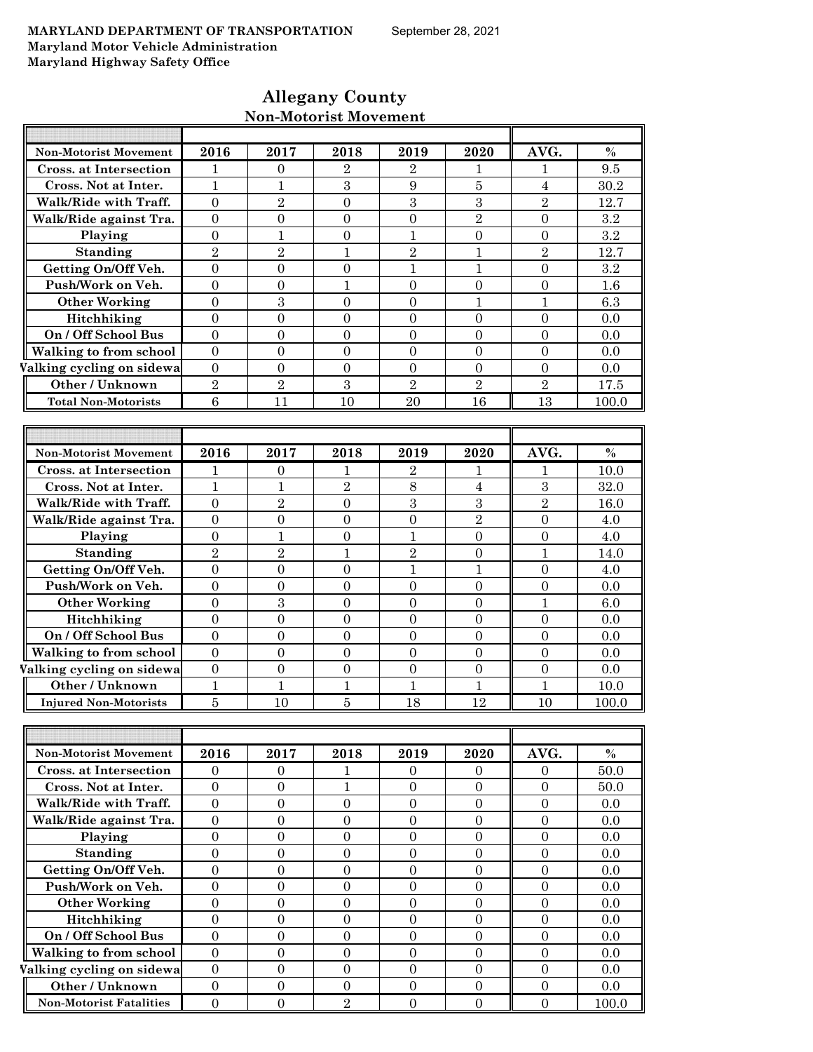**MARYLAND DEPARTMENT OF TRANSPORTATION** September 28, 2021
**Maryland Motor Vehicle Administration**
**Maryland Highway Safety Office**

## Allegany County

### Non-Motorist Movement

| Non-Motorist Movement | 2016 | 2017 | 2018 | 2019 | 2020 | AVG. | % |
|---|---|---|---|---|---|---|---|
| Cross. at Intersection | 1 | 0 | 2 | 2 | 1 | 1 | 9.5 |
| Cross. Not at Inter. | 1 | 1 | 3 | 9 | 5 | 4 | 30.2 |
| Walk/Ride with Traff. | 0 | 2 | 0 | 3 | 3 | 2 | 12.7 |
| Walk/Ride against Tra. | 0 | 0 | 0 | 0 | 2 | 0 | 3.2 |
| Playing | 0 | 1 | 0 | 1 | 0 | 0 | 3.2 |
| Standing | 2 | 2 | 1 | 2 | 1 | 2 | 12.7 |
| Getting On/Off Veh. | 0 | 0 | 0 | 1 | 1 | 0 | 3.2 |
| Push/Work on Veh. | 0 | 0 | 1 | 0 | 0 | 0 | 1.6 |
| Other Working | 0 | 3 | 0 | 0 | 1 | 1 | 6.3 |
| Hitchhiking | 0 | 0 | 0 | 0 | 0 | 0 | 0.0 |
| On / Off School Bus | 0 | 0 | 0 | 0 | 0 | 0 | 0.0 |
| Walking to from school | 0 | 0 | 0 | 0 | 0 | 0 | 0.0 |
| Walking cycling on sidewa | 0 | 0 | 0 | 0 | 0 | 0 | 0.0 |
| Other / Unknown | 2 | 2 | 3 | 2 | 2 | 2 | 17.5 |
| Total Non-Motorists | 6 | 11 | 10 | 20 | 16 | 13 | 100.0 |

| Non-Motorist Movement | 2016 | 2017 | 2018 | 2019 | 2020 | AVG. | % |
|---|---|---|---|---|---|---|---|
| Cross. at Intersection | 1 | 0 | 1 | 2 | 1 | 1 | 10.0 |
| Cross. Not at Inter. | 1 | 1 | 2 | 8 | 4 | 3 | 32.0 |
| Walk/Ride with Traff. | 0 | 2 | 0 | 3 | 3 | 2 | 16.0 |
| Walk/Ride against Tra. | 0 | 0 | 0 | 0 | 2 | 0 | 4.0 |
| Playing | 0 | 1 | 0 | 1 | 0 | 0 | 4.0 |
| Standing | 2 | 2 | 1 | 2 | 0 | 1 | 14.0 |
| Getting On/Off Veh. | 0 | 0 | 0 | 1 | 1 | 0 | 4.0 |
| Push/Work on Veh. | 0 | 0 | 0 | 0 | 0 | 0 | 0.0 |
| Other Working | 0 | 3 | 0 | 0 | 0 | 1 | 6.0 |
| Hitchhiking | 0 | 0 | 0 | 0 | 0 | 0 | 0.0 |
| On / Off School Bus | 0 | 0 | 0 | 0 | 0 | 0 | 0.0 |
| Walking to from school | 0 | 0 | 0 | 0 | 0 | 0 | 0.0 |
| Walking cycling on sidewa | 0 | 0 | 0 | 0 | 0 | 0 | 0.0 |
| Other / Unknown | 1 | 1 | 1 | 1 | 1 | 1 | 10.0 |
| Injured Non-Motorists | 5 | 10 | 5 | 18 | 12 | 10 | 100.0 |

| Non-Motorist Movement | 2016 | 2017 | 2018 | 2019 | 2020 | AVG. | % |
|---|---|---|---|---|---|---|---|
| Cross. at Intersection | 0 | 0 | 1 | 0 | 0 | 0 | 50.0 |
| Cross. Not at Inter. | 0 | 0 | 1 | 0 | 0 | 0 | 50.0 |
| Walk/Ride with Traff. | 0 | 0 | 0 | 0 | 0 | 0 | 0.0 |
| Walk/Ride against Tra. | 0 | 0 | 0 | 0 | 0 | 0 | 0.0 |
| Playing | 0 | 0 | 0 | 0 | 0 | 0 | 0.0 |
| Standing | 0 | 0 | 0 | 0 | 0 | 0 | 0.0 |
| Getting On/Off Veh. | 0 | 0 | 0 | 0 | 0 | 0 | 0.0 |
| Push/Work on Veh. | 0 | 0 | 0 | 0 | 0 | 0 | 0.0 |
| Other Working | 0 | 0 | 0 | 0 | 0 | 0 | 0.0 |
| Hitchhiking | 0 | 0 | 0 | 0 | 0 | 0 | 0.0 |
| On / Off School Bus | 0 | 0 | 0 | 0 | 0 | 0 | 0.0 |
| Walking to from school | 0 | 0 | 0 | 0 | 0 | 0 | 0.0 |
| Walking cycling on sidewa | 0 | 0 | 0 | 0 | 0 | 0 | 0.0 |
| Other / Unknown | 0 | 0 | 0 | 0 | 0 | 0 | 0.0 |
| Non-Motorist Fatalities | 0 | 0 | 2 | 0 | 0 | 0 | 100.0 |